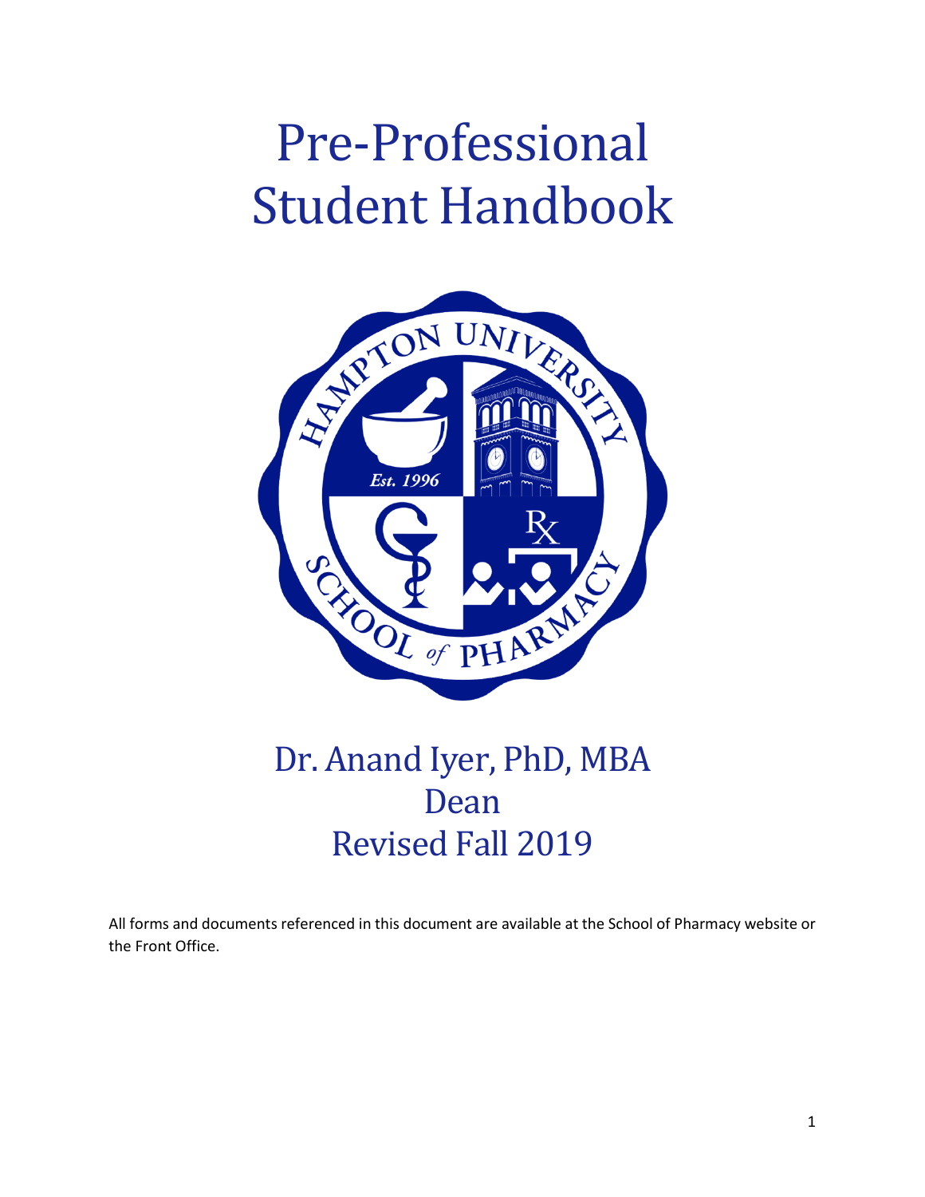# Pre-Professional Student Handbook

Dr. Anand Iyer, PhD, MBA

Dean

Revised Fall 2019

All forms and documents referenced in this document are available at the School of Pharmacy website or the Front Office.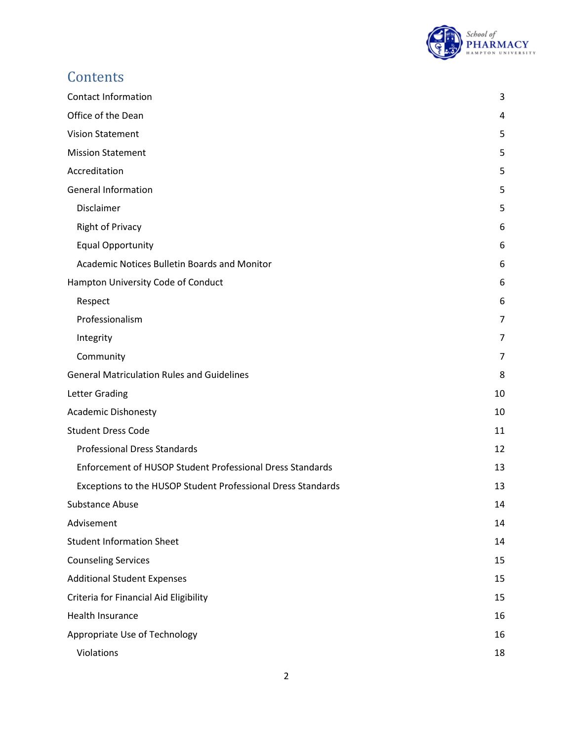# Contents

| | |
|---|---|
| Contact Information | 3 |
| Office of the Dean | 4 |
| Vision Statement | 5 |
| Mission Statement | 5 |
| Accreditation | 5 |
| General Information | 5 |
| Disclaimer | 5 |
| Right of Privacy | 6 |
| Equal Opportunity | 6 |
| Academic Notices Bulletin Boards and Monitor | 6 |
| Hampton University Code of Conduct | 6 |
| Respect | 6 |
| Professionalism | 7 |
| Integrity | 7 |
| Community | 7 |
| General Matriculation Rules and Guidelines | 8 |
| Letter Grading | 10 |
| Academic Dishonesty | 10 |
| Student Dress Code | 11 |
| Professional Dress Standards | 12 |
| Enforcement of HUSOP Student Professional Dress Standards | 13 |
| Exceptions to the HUSOP Student Professional Dress Standards | 13 |
| Substance Abuse | 14 |
| Advisement | 14 |
| Student Information Sheet | 14 |
| Counseling Services | 15 |
| Additional Student Expenses | 15 |
| Criteria for Financial Aid Eligibility | 15 |
| Health Insurance | 16 |
| Appropriate Use of Technology | 16 |
| Violations | 18 |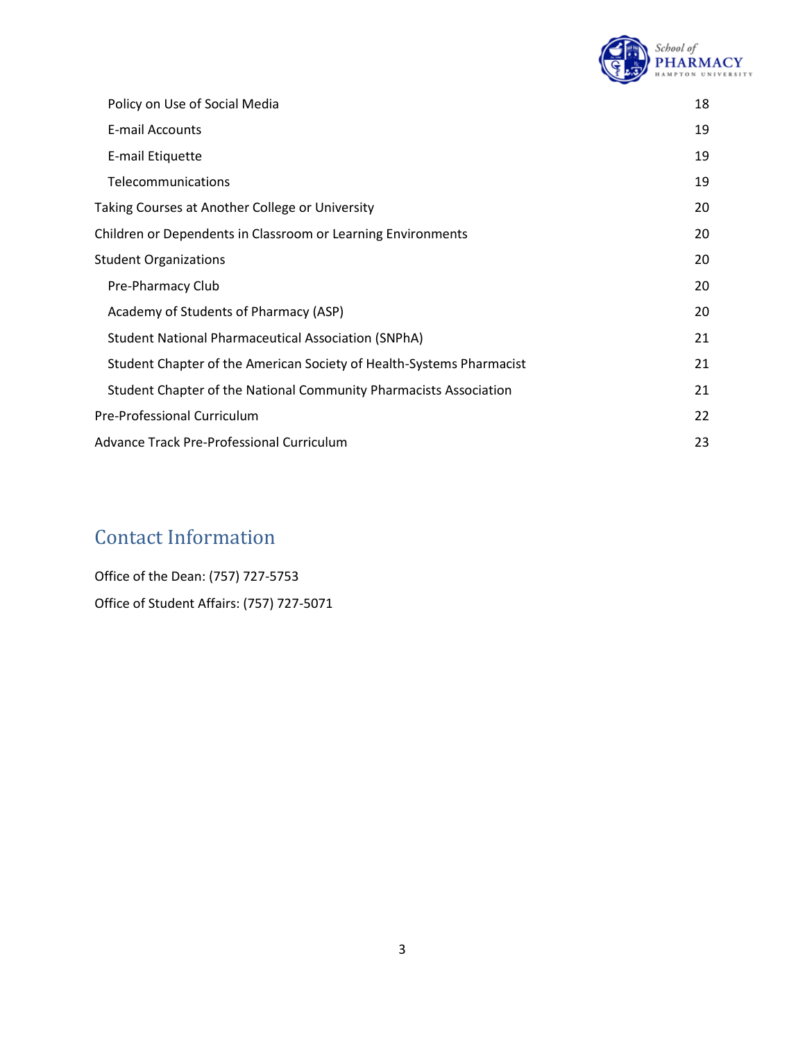| | |
|---|---|
| Policy on Use of Social Media | 18 |
| E-mail Accounts | 19 |
| E-mail Etiquette | 19 |
| Telecommunications | 19 |
| Taking Courses at Another College or University | 20 |
| Children or Dependents in Classroom or Learning Environments | 20 |
| Student Organizations | 20 |
| Pre-Pharmacy Club | 20 |
| Academy of Students of Pharmacy (ASP) | 20 |
| Student National Pharmaceutical Association (SNPhA) | 21 |
| Student Chapter of the American Society of Health-Systems Pharmacist | 21 |
| Student Chapter of the National Community Pharmacists Association | 21 |
| Pre-Professional Curriculum | 22 |
| Advance Track Pre-Professional Curriculum | 23 |

## Contact Information

Office of the Dean: (757) 727-5753

Office of Student Affairs: (757) 727-5071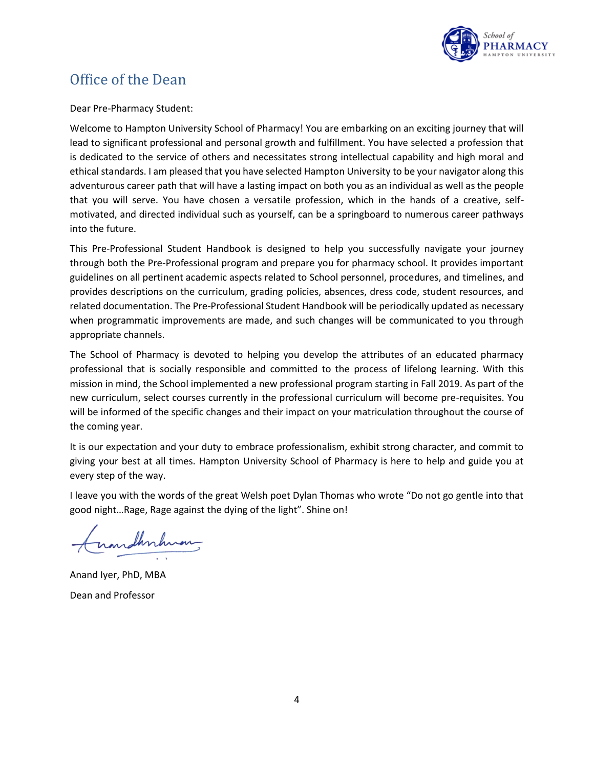## Office of the Dean

Dear Pre-Pharmacy Student:

Welcome to Hampton University School of Pharmacy! You are embarking on an exciting journey that will lead to significant professional and personal growth and fulfillment. You have selected a profession that is dedicated to the service of others and necessitates strong intellectual capability and high moral and ethical standards. I am pleased that you have selected Hampton University to be your navigator along this adventurous career path that will have a lasting impact on both you as an individual as well as the people that you will serve. You have chosen a versatile profession, which in the hands of a creative, self-motivated, and directed individual such as yourself, can be a springboard to numerous career pathways into the future.

This Pre-Professional Student Handbook is designed to help you successfully navigate your journey through both the Pre-Professional program and prepare you for pharmacy school. It provides important guidelines on all pertinent academic aspects related to School personnel, procedures, and timelines, and provides descriptions on the curriculum, grading policies, absences, dress code, student resources, and related documentation. The Pre-Professional Student Handbook will be periodically updated as necessary when programmatic improvements are made, and such changes will be communicated to you through appropriate channels.

The School of Pharmacy is devoted to helping you develop the attributes of an educated pharmacy professional that is socially responsible and committed to the process of lifelong learning. With this mission in mind, the School implemented a new professional program starting in Fall 2019. As part of the new curriculum, select courses currently in the professional curriculum will become pre-requisites. You will be informed of the specific changes and their impact on your matriculation throughout the course of the coming year.

It is our expectation and your duty to embrace professionalism, exhibit strong character, and commit to giving your best at all times. Hampton University School of Pharmacy is here to help and guide you at every step of the way.

I leave you with the words of the great Welsh poet Dylan Thomas who wrote "Do not go gentle into that good night…Rage, Rage against the dying of the light". Shine on!

Anand Iyer, PhD, MBA

Dean and Professor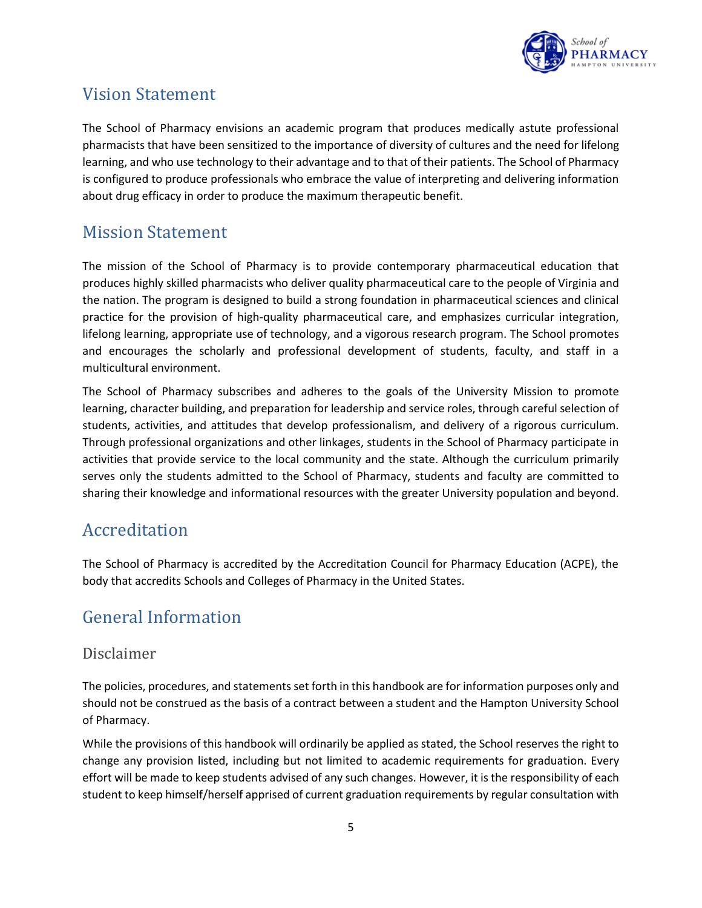## Vision Statement

The School of Pharmacy envisions an academic program that produces medically astute professional pharmacists that have been sensitized to the importance of diversity of cultures and the need for lifelong learning, and who use technology to their advantage and to that of their patients. The School of Pharmacy is configured to produce professionals who embrace the value of interpreting and delivering information about drug efficacy in order to produce the maximum therapeutic benefit.

## Mission Statement

The mission of the School of Pharmacy is to provide contemporary pharmaceutical education that produces highly skilled pharmacists who deliver quality pharmaceutical care to the people of Virginia and the nation. The program is designed to build a strong foundation in pharmaceutical sciences and clinical practice for the provision of high-quality pharmaceutical care, and emphasizes curricular integration, lifelong learning, appropriate use of technology, and a vigorous research program. The School promotes and encourages the scholarly and professional development of students, faculty, and staff in a multicultural environment.

The School of Pharmacy subscribes and adheres to the goals of the University Mission to promote learning, character building, and preparation for leadership and service roles, through careful selection of students, activities, and attitudes that develop professionalism, and delivery of a rigorous curriculum. Through professional organizations and other linkages, students in the School of Pharmacy participate in activities that provide service to the local community and the state. Although the curriculum primarily serves only the students admitted to the School of Pharmacy, students and faculty are committed to sharing their knowledge and informational resources with the greater University population and beyond.

## Accreditation

The School of Pharmacy is accredited by the Accreditation Council for Pharmacy Education (ACPE), the body that accredits Schools and Colleges of Pharmacy in the United States.

## General Information

### Disclaimer

The policies, procedures, and statements set forth in this handbook are for information purposes only and should not be construed as the basis of a contract between a student and the Hampton University School of Pharmacy.

While the provisions of this handbook will ordinarily be applied as stated, the School reserves the right to change any provision listed, including but not limited to academic requirements for graduation. Every effort will be made to keep students advised of any such changes. However, it is the responsibility of each student to keep himself/herself apprised of current graduation requirements by regular consultation with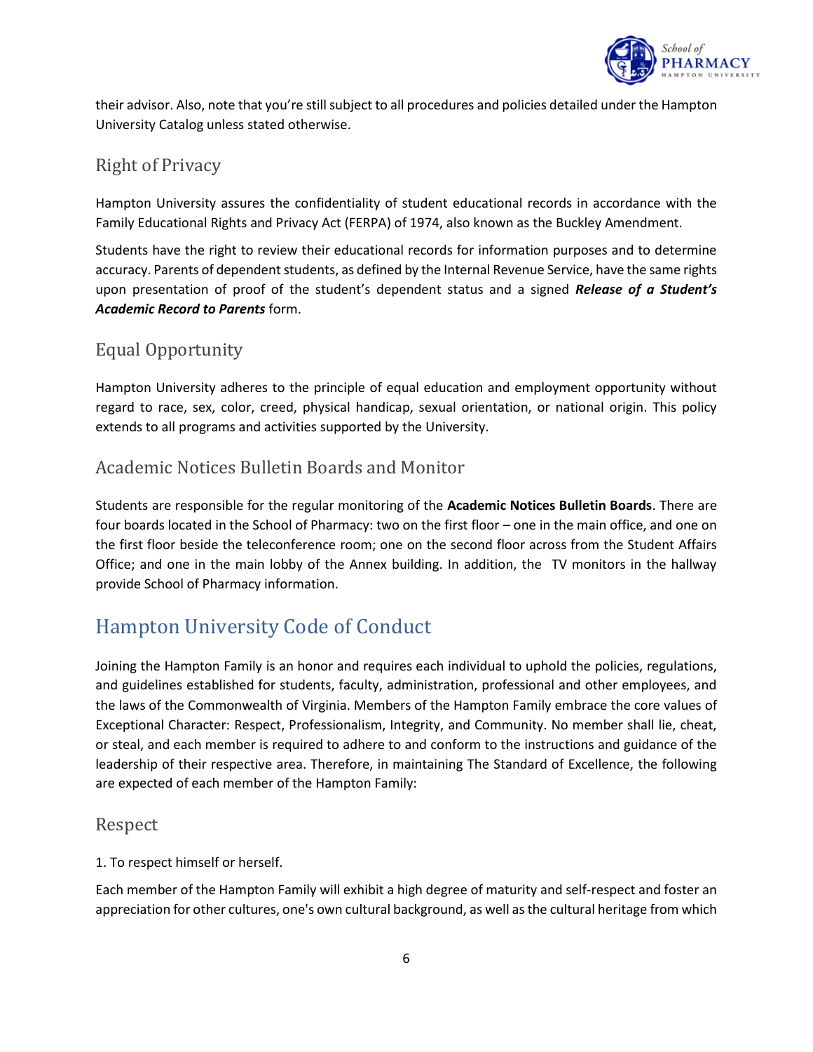their advisor. Also, note that you're still subject to all procedures and policies detailed under the Hampton University Catalog unless stated otherwise.

### Right of Privacy

Hampton University assures the confidentiality of student educational records in accordance with the Family Educational Rights and Privacy Act (FERPA) of 1974, also known as the Buckley Amendment.

Students have the right to review their educational records for information purposes and to determine accuracy. Parents of dependent students, as defined by the Internal Revenue Service, have the same rights upon presentation of proof of the student's dependent status and a signed ***Release of a Student's Academic Record to Parents*** form.

### Equal Opportunity

Hampton University adheres to the principle of equal education and employment opportunity without regard to race, sex, color, creed, physical handicap, sexual orientation, or national origin. This policy extends to all programs and activities supported by the University.

### Academic Notices Bulletin Boards and Monitor

Students are responsible for the regular monitoring of the **Academic Notices Bulletin Boards**. There are four boards located in the School of Pharmacy: two on the first floor – one in the main office, and one on the first floor beside the teleconference room; one on the second floor across from the Student Affairs Office; and one in the main lobby of the Annex building. In addition, the TV monitors in the hallway provide School of Pharmacy information.

## Hampton University Code of Conduct

Joining the Hampton Family is an honor and requires each individual to uphold the policies, regulations, and guidelines established for students, faculty, administration, professional and other employees, and the laws of the Commonwealth of Virginia. Members of the Hampton Family embrace the core values of Exceptional Character: Respect, Professionalism, Integrity, and Community. No member shall lie, cheat, or steal, and each member is required to adhere to and conform to the instructions and guidance of the leadership of their respective area. Therefore, in maintaining The Standard of Excellence, the following are expected of each member of the Hampton Family:

### Respect

1. To respect himself or herself.

Each member of the Hampton Family will exhibit a high degree of maturity and self-respect and foster an appreciation for other cultures, one's own cultural background, as well as the cultural heritage from which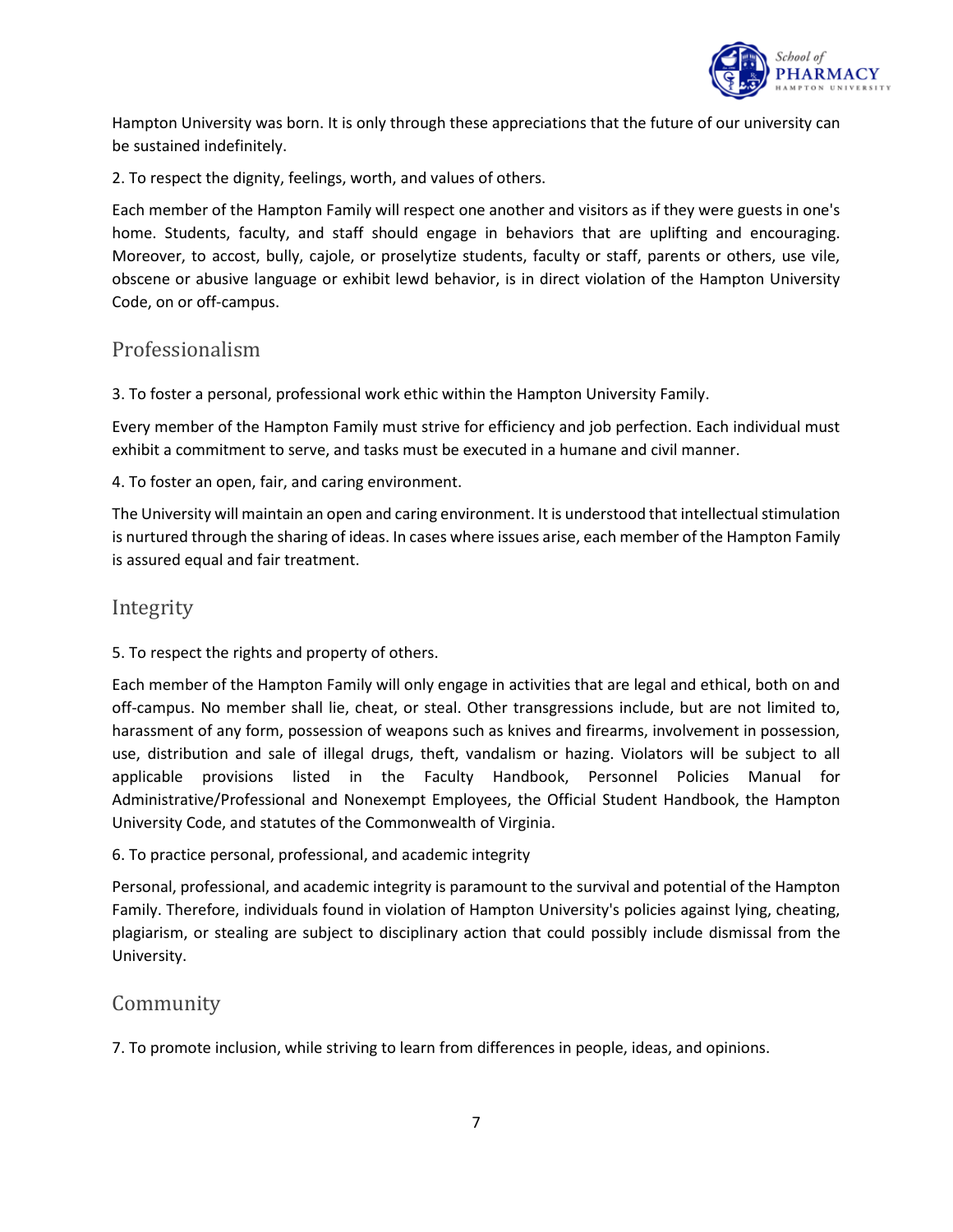Hampton University was born. It is only through these appreciations that the future of our university can be sustained indefinitely.

2. To respect the dignity, feelings, worth, and values of others.

Each member of the Hampton Family will respect one another and visitors as if they were guests in one's home. Students, faculty, and staff should engage in behaviors that are uplifting and encouraging. Moreover, to accost, bully, cajole, or proselytize students, faculty or staff, parents or others, use vile, obscene or abusive language or exhibit lewd behavior, is in direct violation of the Hampton University Code, on or off-campus.

## Professionalism

3. To foster a personal, professional work ethic within the Hampton University Family.

Every member of the Hampton Family must strive for efficiency and job perfection. Each individual must exhibit a commitment to serve, and tasks must be executed in a humane and civil manner.

4. To foster an open, fair, and caring environment.

The University will maintain an open and caring environment. It is understood that intellectual stimulation is nurtured through the sharing of ideas. In cases where issues arise, each member of the Hampton Family is assured equal and fair treatment.

## Integrity

5. To respect the rights and property of others.

Each member of the Hampton Family will only engage in activities that are legal and ethical, both on and off-campus. No member shall lie, cheat, or steal. Other transgressions include, but are not limited to, harassment of any form, possession of weapons such as knives and firearms, involvement in possession, use, distribution and sale of illegal drugs, theft, vandalism or hazing. Violators will be subject to all applicable provisions listed in the Faculty Handbook, Personnel Policies Manual for Administrative/Professional and Nonexempt Employees, the Official Student Handbook, the Hampton University Code, and statutes of the Commonwealth of Virginia.

6. To practice personal, professional, and academic integrity

Personal, professional, and academic integrity is paramount to the survival and potential of the Hampton Family. Therefore, individuals found in violation of Hampton University's policies against lying, cheating, plagiarism, or stealing are subject to disciplinary action that could possibly include dismissal from the University.

## Community

7. To promote inclusion, while striving to learn from differences in people, ideas, and opinions.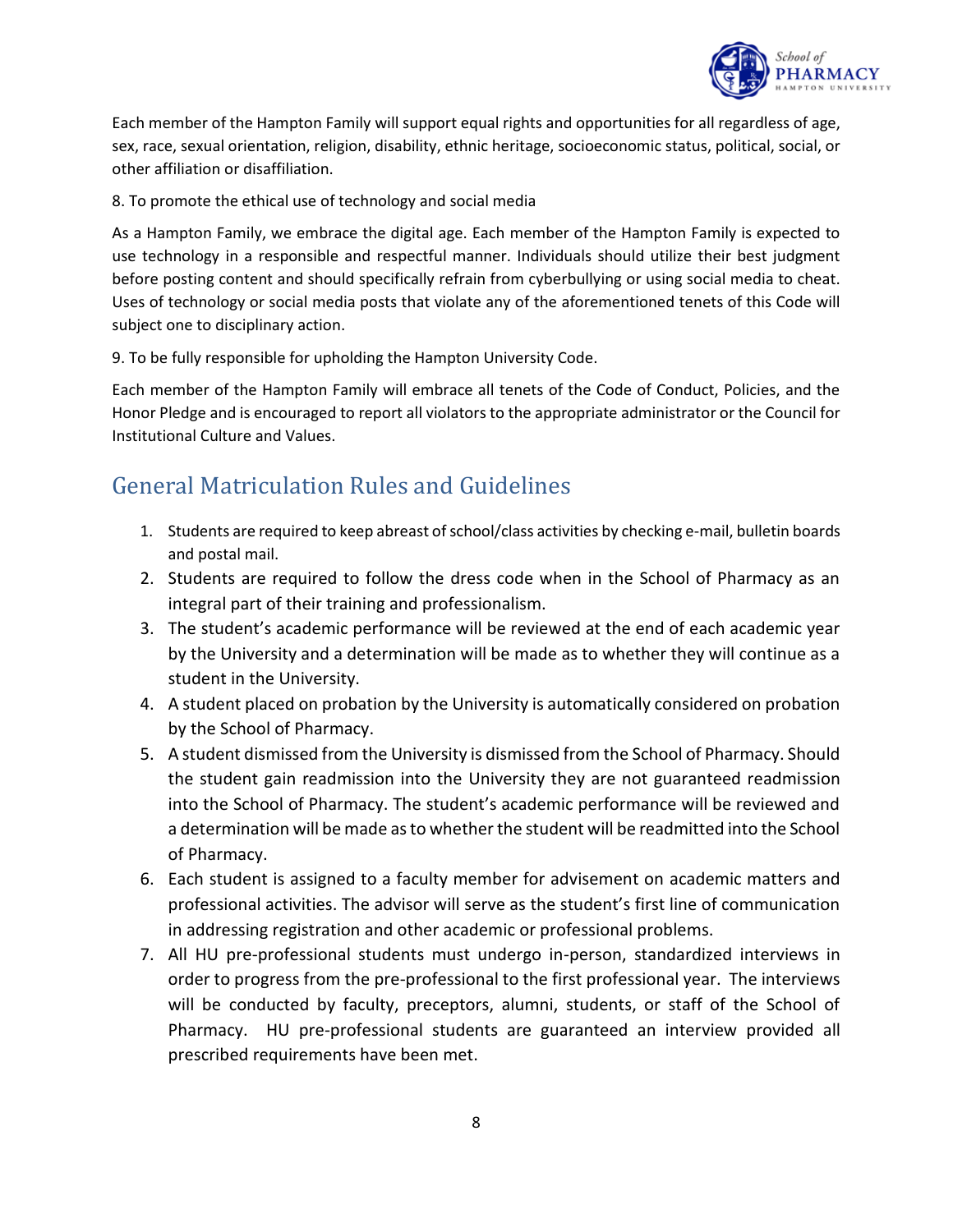Each member of the Hampton Family will support equal rights and opportunities for all regardless of age, sex, race, sexual orientation, religion, disability, ethnic heritage, socioeconomic status, political, social, or other affiliation or disaffiliation.

8. To promote the ethical use of technology and social media

As a Hampton Family, we embrace the digital age. Each member of the Hampton Family is expected to use technology in a responsible and respectful manner. Individuals should utilize their best judgment before posting content and should specifically refrain from cyberbullying or using social media to cheat. Uses of technology or social media posts that violate any of the aforementioned tenets of this Code will subject one to disciplinary action.

9. To be fully responsible for upholding the Hampton University Code.

Each member of the Hampton Family will embrace all tenets of the Code of Conduct, Policies, and the Honor Pledge and is encouraged to report all violators to the appropriate administrator or the Council for Institutional Culture and Values.

## General Matriculation Rules and Guidelines

1. Students are required to keep abreast of school/class activities by checking e-mail, bulletin boards and postal mail.
2. Students are required to follow the dress code when in the School of Pharmacy as an integral part of their training and professionalism.
3. The student's academic performance will be reviewed at the end of each academic year by the University and a determination will be made as to whether they will continue as a student in the University.
4. A student placed on probation by the University is automatically considered on probation by the School of Pharmacy.
5. A student dismissed from the University is dismissed from the School of Pharmacy. Should the student gain readmission into the University they are not guaranteed readmission into the School of Pharmacy. The student's academic performance will be reviewed and a determination will be made as to whether the student will be readmitted into the School of Pharmacy.
6. Each student is assigned to a faculty member for advisement on academic matters and professional activities. The advisor will serve as the student's first line of communication in addressing registration and other academic or professional problems.
7. All HU pre-professional students must undergo in-person, standardized interviews in order to progress from the pre-professional to the first professional year. The interviews will be conducted by faculty, preceptors, alumni, students, or staff of the School of Pharmacy. HU pre-professional students are guaranteed an interview provided all prescribed requirements have been met.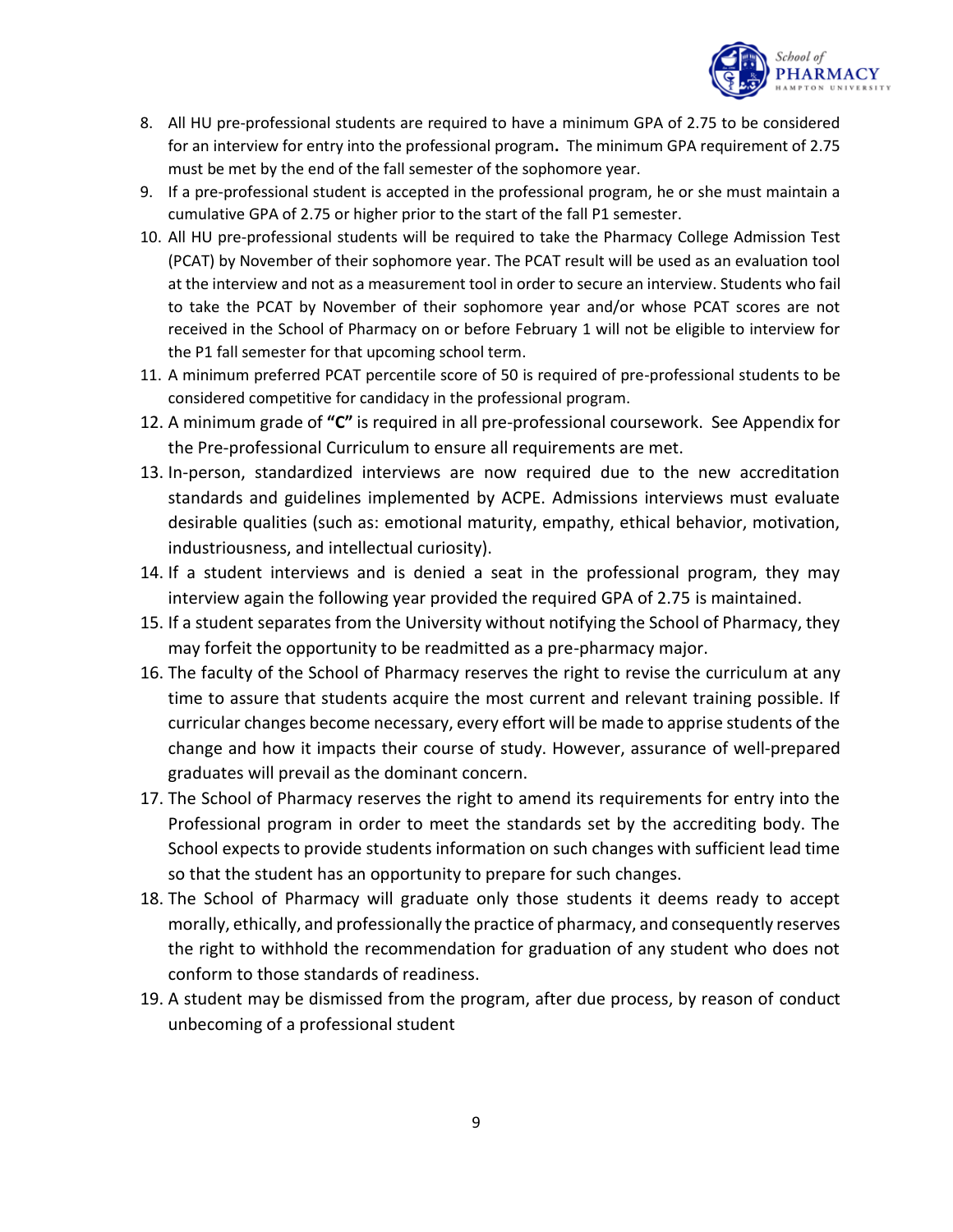8. All HU pre-professional students are required to have a minimum GPA of 2.75 to be considered for an interview for entry into the professional program**.** The minimum GPA requirement of 2.75 must be met by the end of the fall semester of the sophomore year.
9. If a pre-professional student is accepted in the professional program, he or she must maintain a cumulative GPA of 2.75 or higher prior to the start of the fall P1 semester.
10. All HU pre-professional students will be required to take the Pharmacy College Admission Test (PCAT) by November of their sophomore year. The PCAT result will be used as an evaluation tool at the interview and not as a measurement tool in order to secure an interview. Students who fail to take the PCAT by November of their sophomore year and/or whose PCAT scores are not received in the School of Pharmacy on or before February 1 will not be eligible to interview for the P1 fall semester for that upcoming school term.
11. A minimum preferred PCAT percentile score of 50 is required of pre-professional students to be considered competitive for candidacy in the professional program.
12. A minimum grade of **"C"** is required in all pre-professional coursework. See Appendix for the Pre-professional Curriculum to ensure all requirements are met.
13. In-person, standardized interviews are now required due to the new accreditation standards and guidelines implemented by ACPE. Admissions interviews must evaluate desirable qualities (such as: emotional maturity, empathy, ethical behavior, motivation, industriousness, and intellectual curiosity).
14. If a student interviews and is denied a seat in the professional program, they may interview again the following year provided the required GPA of 2.75 is maintained.
15. If a student separates from the University without notifying the School of Pharmacy, they may forfeit the opportunity to be readmitted as a pre-pharmacy major.
16. The faculty of the School of Pharmacy reserves the right to revise the curriculum at any time to assure that students acquire the most current and relevant training possible. If curricular changes become necessary, every effort will be made to apprise students of the change and how it impacts their course of study. However, assurance of well-prepared graduates will prevail as the dominant concern.
17. The School of Pharmacy reserves the right to amend its requirements for entry into the Professional program in order to meet the standards set by the accrediting body. The School expects to provide students information on such changes with sufficient lead time so that the student has an opportunity to prepare for such changes.
18. The School of Pharmacy will graduate only those students it deems ready to accept morally, ethically, and professionally the practice of pharmacy, and consequently reserves the right to withhold the recommendation for graduation of any student who does not conform to those standards of readiness.
19. A student may be dismissed from the program, after due process, by reason of conduct unbecoming of a professional student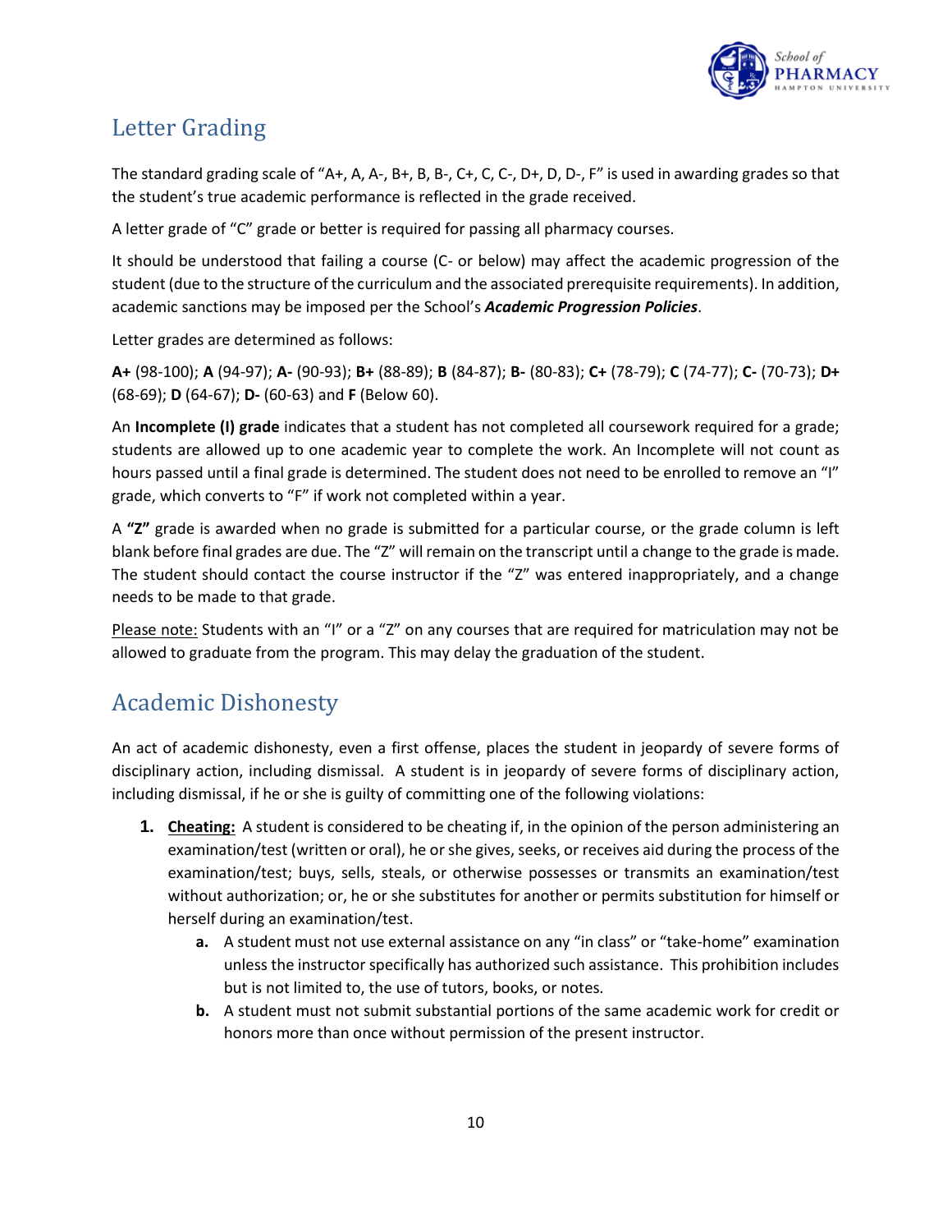## Letter Grading

The standard grading scale of "A+, A, A-, B+, B, B-, C+, C, C-, D+, D, D-, F" is used in awarding grades so that the student's true academic performance is reflected in the grade received.

A letter grade of "C" grade or better is required for passing all pharmacy courses.

It should be understood that failing a course (C- or below) may affect the academic progression of the student (due to the structure of the curriculum and the associated prerequisite requirements). In addition, academic sanctions may be imposed per the School's ***Academic Progression Policies***.

Letter grades are determined as follows:

**A+** (98-100); **A** (94-97); **A-** (90-93); **B+** (88-89); **B** (84-87); **B-** (80-83); **C+** (78-79); **C** (74-77); **C-** (70-73); **D+** (68-69); **D** (64-67); **D-** (60-63) and **F** (Below 60).

An **Incomplete (I) grade** indicates that a student has not completed all coursework required for a grade; students are allowed up to one academic year to complete the work. An Incomplete will not count as hours passed until a final grade is determined. The student does not need to be enrolled to remove an "I" grade, which converts to "F" if work not completed within a year.

A **"Z"** grade is awarded when no grade is submitted for a particular course, or the grade column is left blank before final grades are due. The "Z" will remain on the transcript until a change to the grade is made. The student should contact the course instructor if the "Z" was entered inappropriately, and a change needs to be made to that grade.

<u>Please note:</u> Students with an "I" or a "Z" on any courses that are required for matriculation may not be allowed to graduate from the program. This may delay the graduation of the student.

## Academic Dishonesty

An act of academic dishonesty, even a first offense, places the student in jeopardy of severe forms of disciplinary action, including dismissal. A student is in jeopardy of severe forms of disciplinary action, including dismissal, if he or she is guilty of committing one of the following violations:

1. **<u>Cheating:</u>** A student is considered to be cheating if, in the opinion of the person administering an examination/test (written or oral), he or she gives, seeks, or receives aid during the process of the examination/test; buys, sells, steals, or otherwise possesses or transmits an examination/test without authorization; or, he or she substitutes for another or permits substitution for himself or herself during an examination/test.
    a. A student must not use external assistance on any "in class" or "take-home" examination unless the instructor specifically has authorized such assistance. This prohibition includes but is not limited to, the use of tutors, books, or notes.
    b. A student must not submit substantial portions of the same academic work for credit or honors more than once without permission of the present instructor.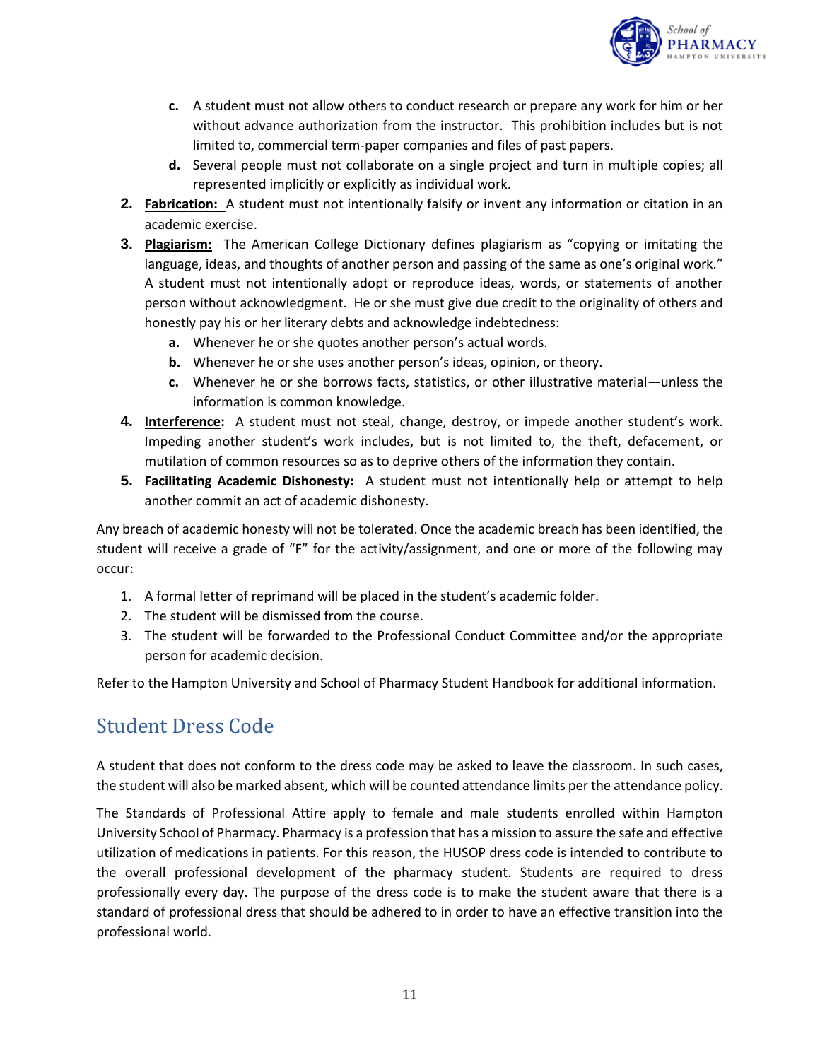c. A student must not allow others to conduct research or prepare any work for him or her without advance authorization from the instructor. This prohibition includes but is not limited to, commercial term-paper companies and files of past papers.
   d. Several people must not collaborate on a single project and turn in multiple copies; all represented implicitly or explicitly as individual work.
2. **Fabrication:** A student must not intentionally falsify or invent any information or citation in an academic exercise.
3. **Plagiarism:** The American College Dictionary defines plagiarism as "copying or imitating the language, ideas, and thoughts of another person and passing of the same as one's original work." A student must not intentionally adopt or reproduce ideas, words, or statements of another person without acknowledgment. He or she must give due credit to the originality of others and honestly pay his or her literary debts and acknowledge indebtedness:
   a. Whenever he or she quotes another person's actual words.
   b. Whenever he or she uses another person's ideas, opinion, or theory.
   c. Whenever he or she borrows facts, statistics, or other illustrative material—unless the information is common knowledge.
4. **Interference:** A student must not steal, change, destroy, or impede another student's work. Impeding another student's work includes, but is not limited to, the theft, defacement, or mutilation of common resources so as to deprive others of the information they contain.
5. **Facilitating Academic Dishonesty:** A student must not intentionally help or attempt to help another commit an act of academic dishonesty.

Any breach of academic honesty will not be tolerated. Once the academic breach has been identified, the student will receive a grade of "F" for the activity/assignment, and one or more of the following may occur:

1. A formal letter of reprimand will be placed in the student's academic folder.
2. The student will be dismissed from the course.
3. The student will be forwarded to the Professional Conduct Committee and/or the appropriate person for academic decision.

Refer to the Hampton University and School of Pharmacy Student Handbook for additional information.

## Student Dress Code

A student that does not conform to the dress code may be asked to leave the classroom. In such cases, the student will also be marked absent, which will be counted attendance limits per the attendance policy.

The Standards of Professional Attire apply to female and male students enrolled within Hampton University School of Pharmacy. Pharmacy is a profession that has a mission to assure the safe and effective utilization of medications in patients. For this reason, the HUSOP dress code is intended to contribute to the overall professional development of the pharmacy student. Students are required to dress professionally every day. The purpose of the dress code is to make the student aware that there is a standard of professional dress that should be adhered to in order to have an effective transition into the professional world.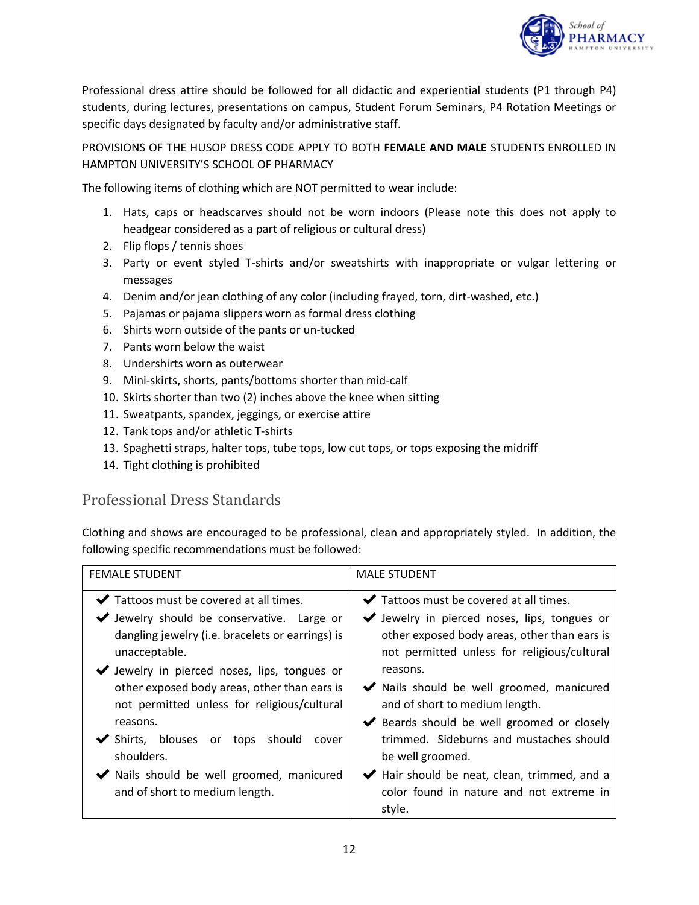Professional dress attire should be followed for all didactic and experiential students (P1 through P4) students, during lectures, presentations on campus, Student Forum Seminars, P4 Rotation Meetings or specific days designated by faculty and/or administrative staff.

PROVISIONS OF THE HUSOP DRESS CODE APPLY TO BOTH **FEMALE AND MALE** STUDENTS ENROLLED IN HAMPTON UNIVERSITY'S SCHOOL OF PHARMACY

The following items of clothing which are <u>NOT</u> permitted to wear include:

1. Hats, caps or headscarves should not be worn indoors (Please note this does not apply to headgear considered as a part of religious or cultural dress)
2. Flip flops / tennis shoes
3. Party or event styled T-shirts and/or sweatshirts with inappropriate or vulgar lettering or messages
4. Denim and/or jean clothing of any color (including frayed, torn, dirt-washed, etc.)
5. Pajamas or pajama slippers worn as formal dress clothing
6. Shirts worn outside of the pants or un-tucked
7. Pants worn below the waist
8. Undershirts worn as outerwear
9. Mini-skirts, shorts, pants/bottoms shorter than mid-calf
10. Skirts shorter than two (2) inches above the knee when sitting
11. Sweatpants, spandex, jeggings, or exercise attire
12. Tank tops and/or athletic T-shirts
13. Spaghetti straps, halter tops, tube tops, low cut tops, or tops exposing the midriff
14. Tight clothing is prohibited

## Professional Dress Standards

Clothing and shows are encouraged to be professional, clean and appropriately styled. In addition, the following specific recommendations must be followed:

| FEMALE STUDENT | MALE STUDENT |
|---|---|
| ✔ Tattoos must be covered at all times.<br>✔ Jewelry should be conservative. Large or dangling jewelry (i.e. bracelets or earrings) is unacceptable.<br>✔ Jewelry in pierced noses, lips, tongues or other exposed body areas, other than ears is not permitted unless for religious/cultural reasons.<br>✔ Shirts, blouses or tops should cover shoulders.<br>✔ Nails should be well groomed, manicured and of short to medium length. | ✔ Tattoos must be covered at all times.<br>✔ Jewelry in pierced noses, lips, tongues or other exposed body areas, other than ears is not permitted unless for religious/cultural reasons.<br>✔ Nails should be well groomed, manicured and of short to medium length.<br>✔ Beards should be well groomed or closely trimmed. Sideburns and mustaches should be well groomed.<br>✔ Hair should be neat, clean, trimmed, and a color found in nature and not extreme in style. |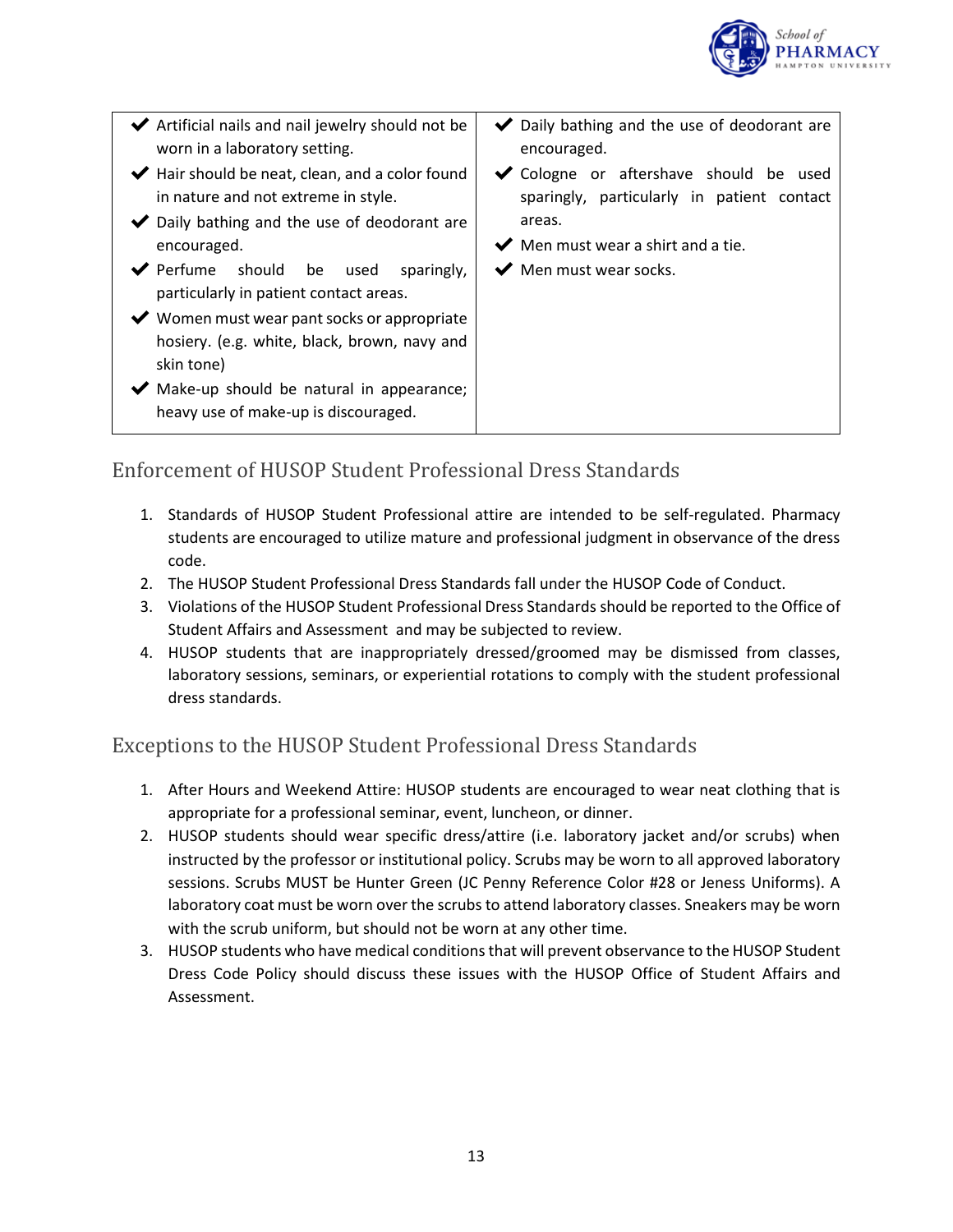| | |
|---|---|
| ✔ Artificial nails and nail jewelry should not be worn in a laboratory setting.<br>✔ Hair should be neat, clean, and a color found in nature and not extreme in style.<br>✔ Daily bathing and the use of deodorant are encouraged.<br>✔ Perfume should be used sparingly, particularly in patient contact areas.<br>✔ Women must wear pant socks or appropriate hosiery. (e.g. white, black, brown, navy and skin tone)<br>✔ Make-up should be natural in appearance; heavy use of make-up is discouraged. | ✔ Daily bathing and the use of deodorant are encouraged.<br>✔ Cologne or aftershave should be used sparingly, particularly in patient contact areas.<br>✔ Men must wear a shirt and a tie.<br>✔ Men must wear socks. |

## Enforcement of HUSOP Student Professional Dress Standards

1. Standards of HUSOP Student Professional attire are intended to be self-regulated. Pharmacy students are encouraged to utilize mature and professional judgment in observance of the dress code.
2. The HUSOP Student Professional Dress Standards fall under the HUSOP Code of Conduct.
3. Violations of the HUSOP Student Professional Dress Standards should be reported to the Office of Student Affairs and Assessment and may be subjected to review.
4. HUSOP students that are inappropriately dressed/groomed may be dismissed from classes, laboratory sessions, seminars, or experiential rotations to comply with the student professional dress standards.

## Exceptions to the HUSOP Student Professional Dress Standards

1. After Hours and Weekend Attire: HUSOP students are encouraged to wear neat clothing that is appropriate for a professional seminar, event, luncheon, or dinner.
2. HUSOP students should wear specific dress/attire (i.e. laboratory jacket and/or scrubs) when instructed by the professor or institutional policy. Scrubs may be worn to all approved laboratory sessions. Scrubs MUST be Hunter Green (JC Penny Reference Color #28 or Jeness Uniforms). A laboratory coat must be worn over the scrubs to attend laboratory classes. Sneakers may be worn with the scrub uniform, but should not be worn at any other time.
3. HUSOP students who have medical conditions that will prevent observance to the HUSOP Student Dress Code Policy should discuss these issues with the HUSOP Office of Student Affairs and Assessment.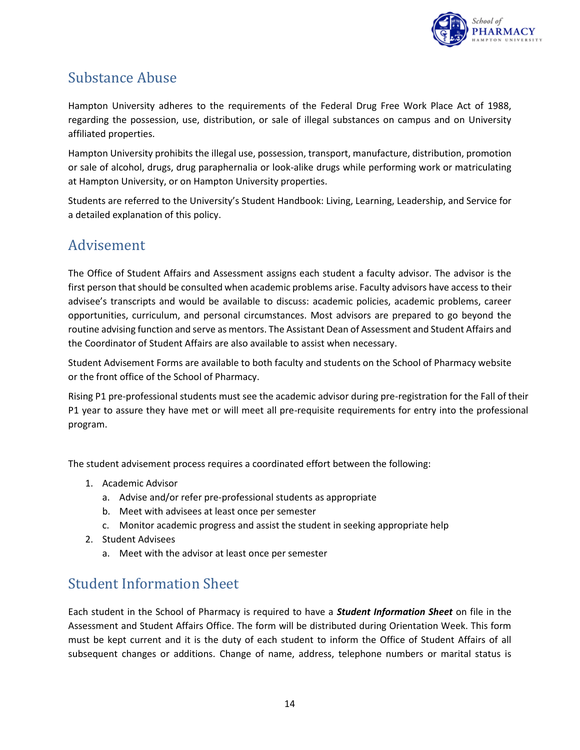## Substance Abuse

Hampton University adheres to the requirements of the Federal Drug Free Work Place Act of 1988, regarding the possession, use, distribution, or sale of illegal substances on campus and on University affiliated properties.

Hampton University prohibits the illegal use, possession, transport, manufacture, distribution, promotion or sale of alcohol, drugs, drug paraphernalia or look-alike drugs while performing work or matriculating at Hampton University, or on Hampton University properties.

Students are referred to the University's Student Handbook: Living, Learning, Leadership, and Service for a detailed explanation of this policy.

## Advisement

The Office of Student Affairs and Assessment assigns each student a faculty advisor. The advisor is the first person that should be consulted when academic problems arise. Faculty advisors have access to their advisee's transcripts and would be available to discuss: academic policies, academic problems, career opportunities, curriculum, and personal circumstances. Most advisors are prepared to go beyond the routine advising function and serve as mentors. The Assistant Dean of Assessment and Student Affairs and the Coordinator of Student Affairs are also available to assist when necessary.

Student Advisement Forms are available to both faculty and students on the School of Pharmacy website or the front office of the School of Pharmacy.

Rising P1 pre-professional students must see the academic advisor during pre-registration for the Fall of their P1 year to assure they have met or will meet all pre-requisite requirements for entry into the professional program.

The student advisement process requires a coordinated effort between the following:

1. Academic Advisor
   a. Advise and/or refer pre-professional students as appropriate
   b. Meet with advisees at least once per semester
   c. Monitor academic progress and assist the student in seeking appropriate help
2. Student Advisees
   a. Meet with the advisor at least once per semester

## Student Information Sheet

Each student in the School of Pharmacy is required to have a ***Student Information Sheet*** on file in the Assessment and Student Affairs Office. The form will be distributed during Orientation Week. This form must be kept current and it is the duty of each student to inform the Office of Student Affairs of all subsequent changes or additions. Change of name, address, telephone numbers or marital status is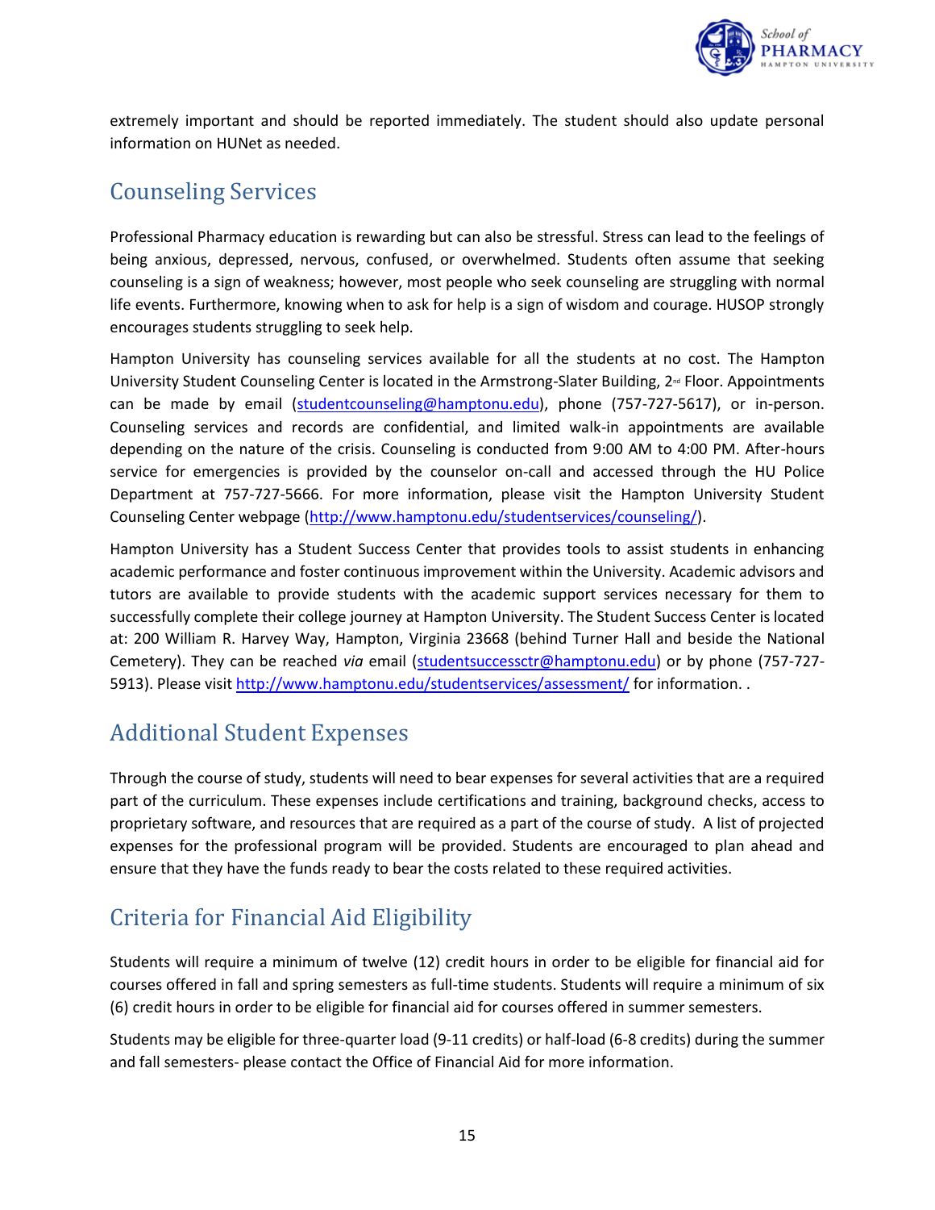extremely important and should be reported immediately. The student should also update personal information on HUNet as needed.

## Counseling Services

Professional Pharmacy education is rewarding but can also be stressful. Stress can lead to the feelings of being anxious, depressed, nervous, confused, or overwhelmed. Students often assume that seeking counseling is a sign of weakness; however, most people who seek counseling are struggling with normal life events. Furthermore, knowing when to ask for help is a sign of wisdom and courage. HUSOP strongly encourages students struggling to seek help.

Hampton University has counseling services available for all the students at no cost. The Hampton University Student Counseling Center is located in the Armstrong-Slater Building, 2nd Floor. Appointments can be made by email (studentcounseling@hamptonu.edu), phone (757-727-5617), or in-person. Counseling services and records are confidential, and limited walk-in appointments are available depending on the nature of the crisis. Counseling is conducted from 9:00 AM to 4:00 PM. After-hours service for emergencies is provided by the counselor on-call and accessed through the HU Police Department at 757-727-5666. For more information, please visit the Hampton University Student Counseling Center webpage (http://www.hamptonu.edu/studentservices/counseling/).

Hampton University has a Student Success Center that provides tools to assist students in enhancing academic performance and foster continuous improvement within the University. Academic advisors and tutors are available to provide students with the academic support services necessary for them to successfully complete their college journey at Hampton University. The Student Success Center is located at: 200 William R. Harvey Way, Hampton, Virginia 23668 (behind Turner Hall and beside the National Cemetery). They can be reached *via* email (studentsuccessctr@hamptonu.edu) or by phone (757-727-5913). Please visit http://www.hamptonu.edu/studentservices/assessment/ for information. .

## Additional Student Expenses

Through the course of study, students will need to bear expenses for several activities that are a required part of the curriculum. These expenses include certifications and training, background checks, access to proprietary software, and resources that are required as a part of the course of study. A list of projected expenses for the professional program will be provided. Students are encouraged to plan ahead and ensure that they have the funds ready to bear the costs related to these required activities.

## Criteria for Financial Aid Eligibility

Students will require a minimum of twelve (12) credit hours in order to be eligible for financial aid for courses offered in fall and spring semesters as full-time students. Students will require a minimum of six (6) credit hours in order to be eligible for financial aid for courses offered in summer semesters.

Students may be eligible for three-quarter load (9-11 credits) or half-load (6-8 credits) during the summer and fall semesters- please contact the Office of Financial Aid for more information.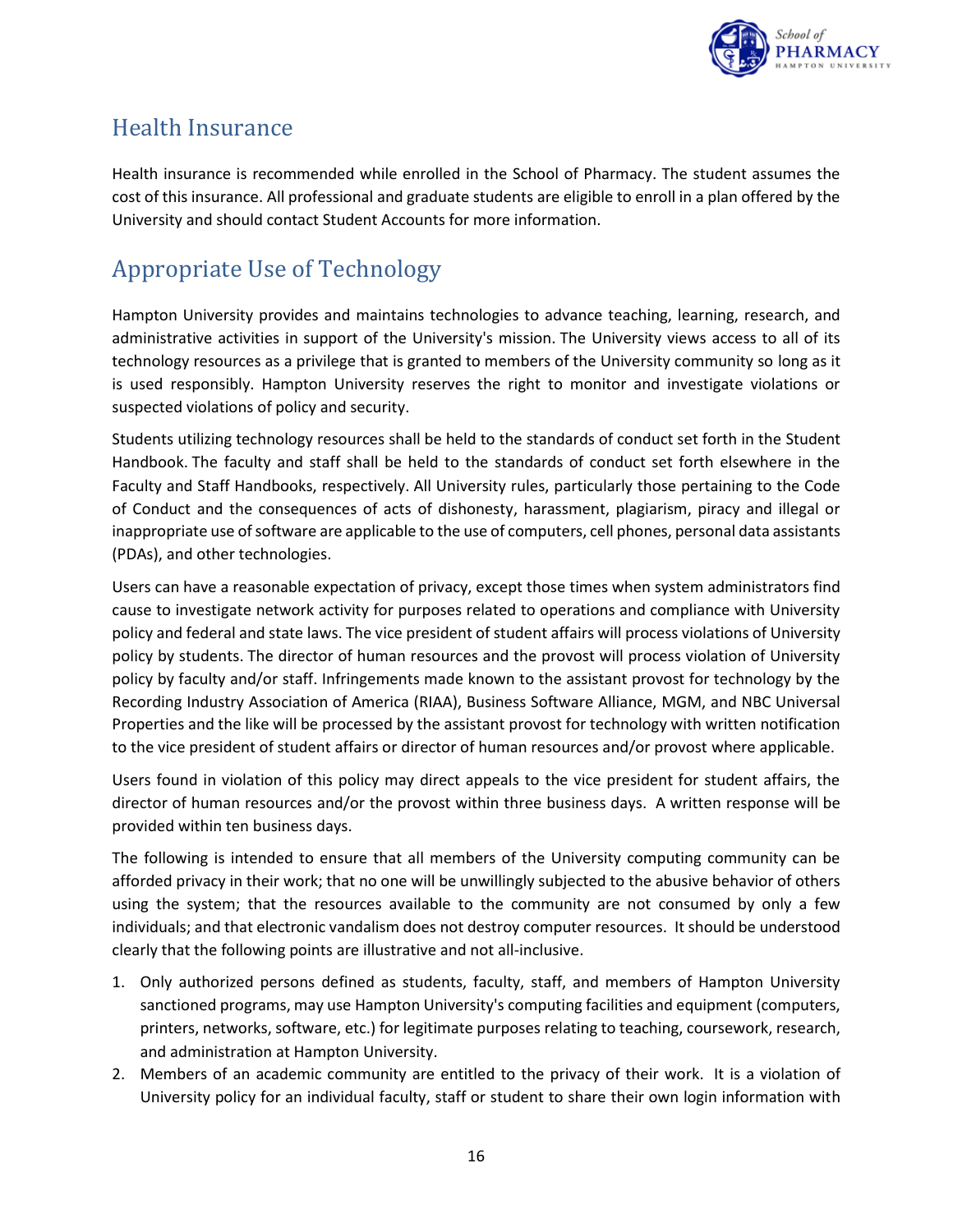## Health Insurance

Health insurance is recommended while enrolled in the School of Pharmacy. The student assumes the cost of this insurance. All professional and graduate students are eligible to enroll in a plan offered by the University and should contact Student Accounts for more information.

## Appropriate Use of Technology

Hampton University provides and maintains technologies to advance teaching, learning, research, and administrative activities in support of the University's mission. The University views access to all of its technology resources as a privilege that is granted to members of the University community so long as it is used responsibly. Hampton University reserves the right to monitor and investigate violations or suspected violations of policy and security.

Students utilizing technology resources shall be held to the standards of conduct set forth in the Student Handbook. The faculty and staff shall be held to the standards of conduct set forth elsewhere in the Faculty and Staff Handbooks, respectively. All University rules, particularly those pertaining to the Code of Conduct and the consequences of acts of dishonesty, harassment, plagiarism, piracy and illegal or inappropriate use of software are applicable to the use of computers, cell phones, personal data assistants (PDAs), and other technologies.

Users can have a reasonable expectation of privacy, except those times when system administrators find cause to investigate network activity for purposes related to operations and compliance with University policy and federal and state laws. The vice president of student affairs will process violations of University policy by students. The director of human resources and the provost will process violation of University policy by faculty and/or staff. Infringements made known to the assistant provost for technology by the Recording Industry Association of America (RIAA), Business Software Alliance, MGM, and NBC Universal Properties and the like will be processed by the assistant provost for technology with written notification to the vice president of student affairs or director of human resources and/or provost where applicable.

Users found in violation of this policy may direct appeals to the vice president for student affairs, the director of human resources and/or the provost within three business days. A written response will be provided within ten business days.

The following is intended to ensure that all members of the University computing community can be afforded privacy in their work; that no one will be unwillingly subjected to the abusive behavior of others using the system; that the resources available to the community are not consumed by only a few individuals; and that electronic vandalism does not destroy computer resources. It should be understood clearly that the following points are illustrative and not all-inclusive.

1. Only authorized persons defined as students, faculty, staff, and members of Hampton University sanctioned programs, may use Hampton University's computing facilities and equipment (computers, printers, networks, software, etc.) for legitimate purposes relating to teaching, coursework, research, and administration at Hampton University.
2. Members of an academic community are entitled to the privacy of their work. It is a violation of University policy for an individual faculty, staff or student to share their own login information with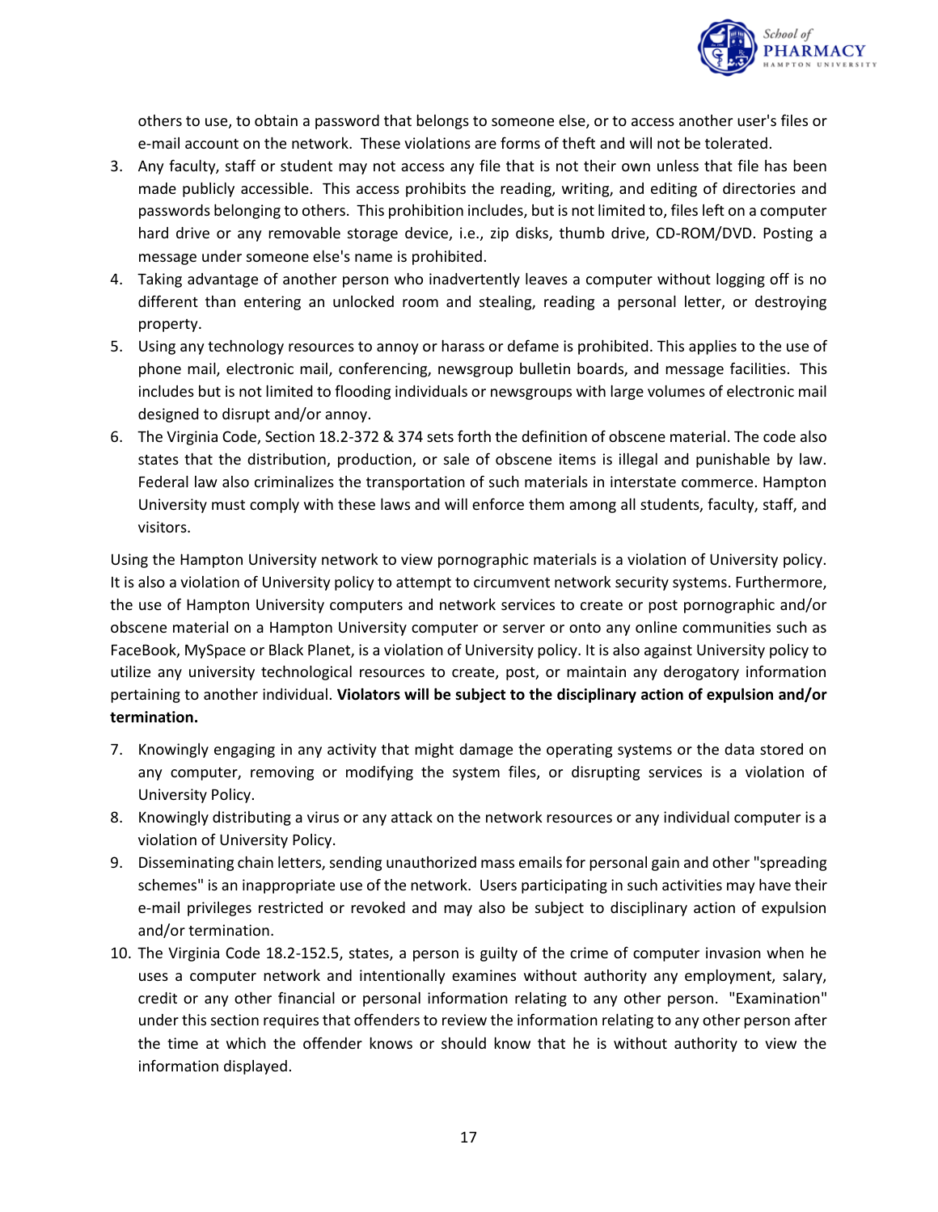others to use, to obtain a password that belongs to someone else, or to access another user's files or e-mail account on the network. These violations are forms of theft and will not be tolerated.

3. Any faculty, staff or student may not access any file that is not their own unless that file has been made publicly accessible. This access prohibits the reading, writing, and editing of directories and passwords belonging to others. This prohibition includes, but is not limited to, files left on a computer hard drive or any removable storage device, i.e., zip disks, thumb drive, CD-ROM/DVD. Posting a message under someone else's name is prohibited.
4. Taking advantage of another person who inadvertently leaves a computer without logging off is no different than entering an unlocked room and stealing, reading a personal letter, or destroying property.
5. Using any technology resources to annoy or harass or defame is prohibited. This applies to the use of phone mail, electronic mail, conferencing, newsgroup bulletin boards, and message facilities. This includes but is not limited to flooding individuals or newsgroups with large volumes of electronic mail designed to disrupt and/or annoy.
6. The Virginia Code, Section 18.2-372 & 374 sets forth the definition of obscene material. The code also states that the distribution, production, or sale of obscene items is illegal and punishable by law. Federal law also criminalizes the transportation of such materials in interstate commerce. Hampton University must comply with these laws and will enforce them among all students, faculty, staff, and visitors.

Using the Hampton University network to view pornographic materials is a violation of University policy. It is also a violation of University policy to attempt to circumvent network security systems. Furthermore, the use of Hampton University computers and network services to create or post pornographic and/or obscene material on a Hampton University computer or server or onto any online communities such as FaceBook, MySpace or Black Planet, is a violation of University policy. It is also against University policy to utilize any university technological resources to create, post, or maintain any derogatory information pertaining to another individual. **Violators will be subject to the disciplinary action of expulsion and/or termination.**

7. Knowingly engaging in any activity that might damage the operating systems or the data stored on any computer, removing or modifying the system files, or disrupting services is a violation of University Policy.
8. Knowingly distributing a virus or any attack on the network resources or any individual computer is a violation of University Policy.
9. Disseminating chain letters, sending unauthorized mass emails for personal gain and other "spreading schemes" is an inappropriate use of the network. Users participating in such activities may have their e-mail privileges restricted or revoked and may also be subject to disciplinary action of expulsion and/or termination.
10. The Virginia Code 18.2-152.5, states, a person is guilty of the crime of computer invasion when he uses a computer network and intentionally examines without authority any employment, salary, credit or any other financial or personal information relating to any other person. "Examination" under this section requires that offenders to review the information relating to any other person after the time at which the offender knows or should know that he is without authority to view the information displayed.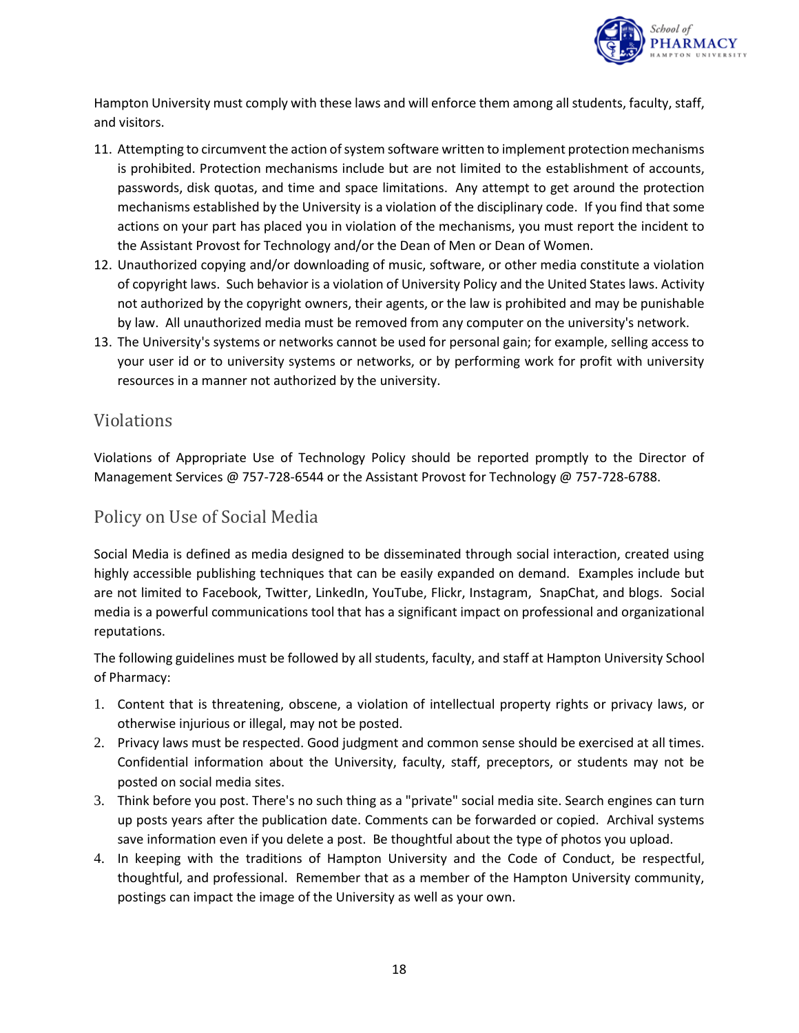Hampton University must comply with these laws and will enforce them among all students, faculty, staff, and visitors.

11. Attempting to circumvent the action of system software written to implement protection mechanisms is prohibited. Protection mechanisms include but are not limited to the establishment of accounts, passwords, disk quotas, and time and space limitations. Any attempt to get around the protection mechanisms established by the University is a violation of the disciplinary code. If you find that some actions on your part has placed you in violation of the mechanisms, you must report the incident to the Assistant Provost for Technology and/or the Dean of Men or Dean of Women.
12. Unauthorized copying and/or downloading of music, software, or other media constitute a violation of copyright laws. Such behavior is a violation of University Policy and the United States laws. Activity not authorized by the copyright owners, their agents, or the law is prohibited and may be punishable by law. All unauthorized media must be removed from any computer on the university's network.
13. The University's systems or networks cannot be used for personal gain; for example, selling access to your user id or to university systems or networks, or by performing work for profit with university resources in a manner not authorized by the university.

## Violations

Violations of Appropriate Use of Technology Policy should be reported promptly to the Director of Management Services @ 757-728-6544 or the Assistant Provost for Technology @ 757-728-6788.

## Policy on Use of Social Media

Social Media is defined as media designed to be disseminated through social interaction, created using highly accessible publishing techniques that can be easily expanded on demand. Examples include but are not limited to Facebook, Twitter, LinkedIn, YouTube, Flickr, Instagram, SnapChat, and blogs. Social media is a powerful communications tool that has a significant impact on professional and organizational reputations.

The following guidelines must be followed by all students, faculty, and staff at Hampton University School of Pharmacy:

1. Content that is threatening, obscene, a violation of intellectual property rights or privacy laws, or otherwise injurious or illegal, may not be posted.
2. Privacy laws must be respected. Good judgment and common sense should be exercised at all times. Confidential information about the University, faculty, staff, preceptors, or students may not be posted on social media sites.
3. Think before you post. There's no such thing as a "private" social media site. Search engines can turn up posts years after the publication date. Comments can be forwarded or copied. Archival systems save information even if you delete a post. Be thoughtful about the type of photos you upload.
4. In keeping with the traditions of Hampton University and the Code of Conduct, be respectful, thoughtful, and professional. Remember that as a member of the Hampton University community, postings can impact the image of the University as well as your own.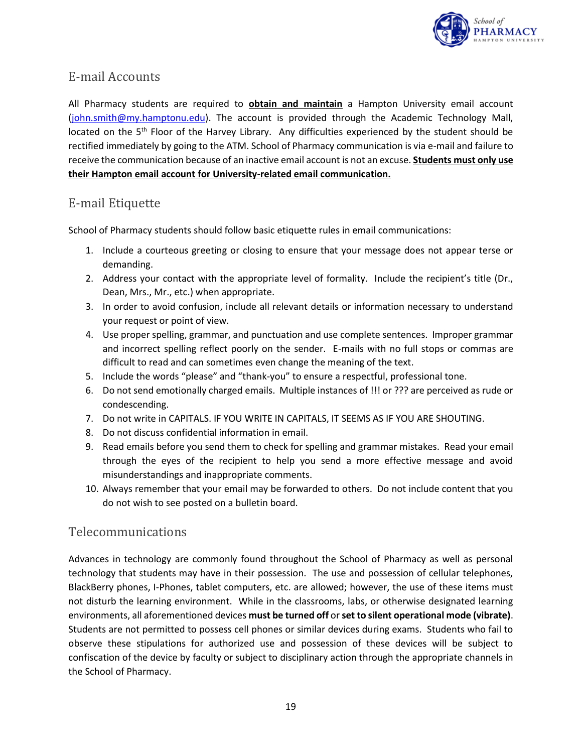## E-mail Accounts

All Pharmacy students are required to **obtain and maintain** a Hampton University email account (john.smith@my.hamptonu.edu). The account is provided through the Academic Technology Mall, located on the 5th Floor of the Harvey Library. Any difficulties experienced by the student should be rectified immediately by going to the ATM. School of Pharmacy communication is via e-mail and failure to receive the communication because of an inactive email account is not an excuse. **Students must only use their Hampton email account for University-related email communication.**

## E-mail Etiquette

School of Pharmacy students should follow basic etiquette rules in email communications:

1. Include a courteous greeting or closing to ensure that your message does not appear terse or demanding.
2. Address your contact with the appropriate level of formality. Include the recipient's title (Dr., Dean, Mrs., Mr., etc.) when appropriate.
3. In order to avoid confusion, include all relevant details or information necessary to understand your request or point of view.
4. Use proper spelling, grammar, and punctuation and use complete sentences. Improper grammar and incorrect spelling reflect poorly on the sender. E-mails with no full stops or commas are difficult to read and can sometimes even change the meaning of the text.
5. Include the words "please" and "thank-you" to ensure a respectful, professional tone.
6. Do not send emotionally charged emails. Multiple instances of !!! or ??? are perceived as rude or condescending.
7. Do not write in CAPITALS. IF YOU WRITE IN CAPITALS, IT SEEMS AS IF YOU ARE SHOUTING.
8. Do not discuss confidential information in email.
9. Read emails before you send them to check for spelling and grammar mistakes. Read your email through the eyes of the recipient to help you send a more effective message and avoid misunderstandings and inappropriate comments.
10. Always remember that your email may be forwarded to others. Do not include content that you do not wish to see posted on a bulletin board.

## Telecommunications

Advances in technology are commonly found throughout the School of Pharmacy as well as personal technology that students may have in their possession. The use and possession of cellular telephones, BlackBerry phones, I-Phones, tablet computers, etc. are allowed; however, the use of these items must not disturb the learning environment. While in the classrooms, labs, or otherwise designated learning environments, all aforementioned devices **must be turned off** or **set to silent operational mode (vibrate)**. Students are not permitted to possess cell phones or similar devices during exams. Students who fail to observe these stipulations for authorized use and possession of these devices will be subject to confiscation of the device by faculty or subject to disciplinary action through the appropriate channels in the School of Pharmacy.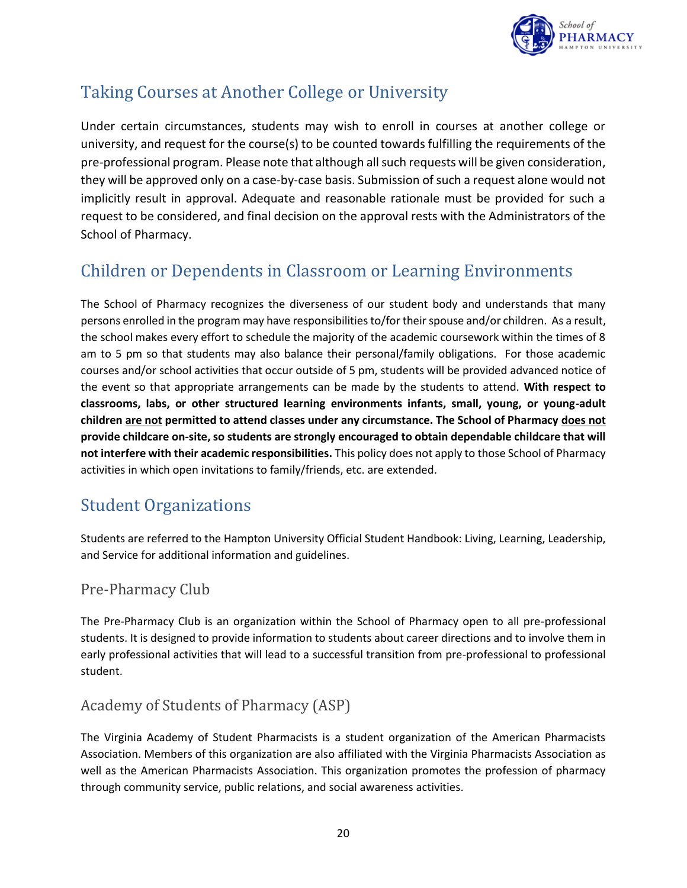## Taking Courses at Another College or University

Under certain circumstances, students may wish to enroll in courses at another college or university, and request for the course(s) to be counted towards fulfilling the requirements of the pre-professional program. Please note that although all such requests will be given consideration, they will be approved only on a case-by-case basis. Submission of such a request alone would not implicitly result in approval. Adequate and reasonable rationale must be provided for such a request to be considered, and final decision on the approval rests with the Administrators of the School of Pharmacy.

## Children or Dependents in Classroom or Learning Environments

The School of Pharmacy recognizes the diverseness of our student body and understands that many persons enrolled in the program may have responsibilities to/for their spouse and/or children. As a result, the school makes every effort to schedule the majority of the academic coursework within the times of 8 am to 5 pm so that students may also balance their personal/family obligations. For those academic courses and/or school activities that occur outside of 5 pm, students will be provided advanced notice of the event so that appropriate arrangements can be made by the students to attend. **With respect to classrooms, labs, or other structured learning environments infants, small, young, or young-adult children are not permitted to attend classes under any circumstance. The School of Pharmacy does not provide childcare on-site, so students are strongly encouraged to obtain dependable childcare that will not interfere with their academic responsibilities.** This policy does not apply to those School of Pharmacy activities in which open invitations to family/friends, etc. are extended.

## Student Organizations

Students are referred to the Hampton University Official Student Handbook: Living, Learning, Leadership, and Service for additional information and guidelines.

### Pre-Pharmacy Club

The Pre-Pharmacy Club is an organization within the School of Pharmacy open to all pre-professional students. It is designed to provide information to students about career directions and to involve them in early professional activities that will lead to a successful transition from pre-professional to professional student.

### Academy of Students of Pharmacy (ASP)

The Virginia Academy of Student Pharmacists is a student organization of the American Pharmacists Association. Members of this organization are also affiliated with the Virginia Pharmacists Association as well as the American Pharmacists Association. This organization promotes the profession of pharmacy through community service, public relations, and social awareness activities.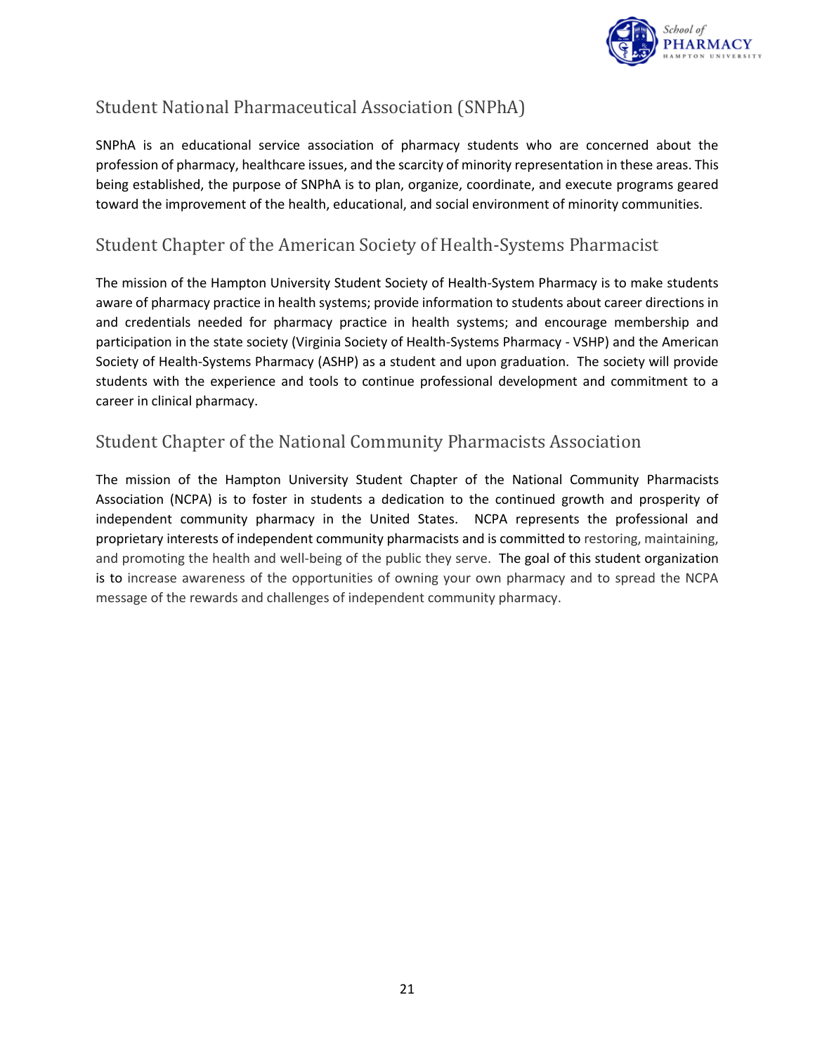## Student National Pharmaceutical Association (SNPhA)

SNPhA is an educational service association of pharmacy students who are concerned about the profession of pharmacy, healthcare issues, and the scarcity of minority representation in these areas. This being established, the purpose of SNPhA is to plan, organize, coordinate, and execute programs geared toward the improvement of the health, educational, and social environment of minority communities.

## Student Chapter of the American Society of Health-Systems Pharmacist

The mission of the Hampton University Student Society of Health-System Pharmacy is to make students aware of pharmacy practice in health systems; provide information to students about career directions in and credentials needed for pharmacy practice in health systems; and encourage membership and participation in the state society (Virginia Society of Health-Systems Pharmacy - VSHP) and the American Society of Health-Systems Pharmacy (ASHP) as a student and upon graduation. The society will provide students with the experience and tools to continue professional development and commitment to a career in clinical pharmacy.

## Student Chapter of the National Community Pharmacists Association

The mission of the Hampton University Student Chapter of the National Community Pharmacists Association (NCPA) is to foster in students a dedication to the continued growth and prosperity of independent community pharmacy in the United States. NCPA represents the professional and proprietary interests of independent community pharmacists and is committed to restoring, maintaining, and promoting the health and well-being of the public they serve. The goal of this student organization is to increase awareness of the opportunities of owning your own pharmacy and to spread the NCPA message of the rewards and challenges of independent community pharmacy.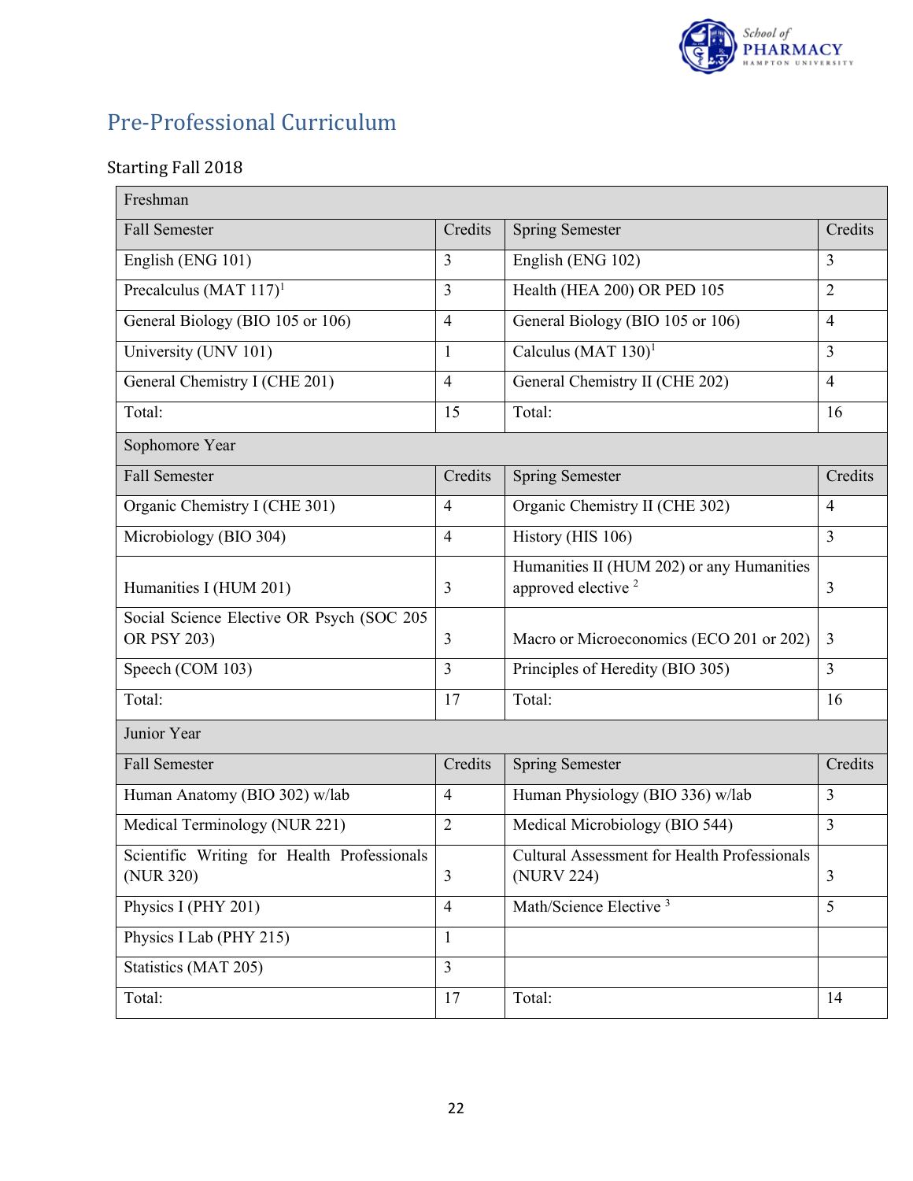## Pre-Professional Curriculum

### Starting Fall 2018

| Freshman | | | |
|---|---|---|---|
| Fall Semester | Credits | Spring Semester | Credits |
| English (ENG 101) | 3 | English (ENG 102) | 3 |
| Precalculus (MAT 117)[1] | 3 | Health (HEA 200) OR PED 105 | 2 |
| General Biology (BIO 105 or 106) | 4 | General Biology (BIO 105 or 106) | 4 |
| University (UNV 101) | 1 | Calculus (MAT 130)[1] | 3 |
| General Chemistry I (CHE 201) | 4 | General Chemistry II (CHE 202) | 4 |
| Total: | 15 | Total: | 16 |
| **Sophomore Year** | | | |
| Fall Semester | Credits | Spring Semester | Credits |
| Organic Chemistry I (CHE 301) | 4 | Organic Chemistry II (CHE 302) | 4 |
| Microbiology (BIO 304) | 4 | History (HIS 106) | 3 |
| Humanities I (HUM 201) | 3 | Humanities II (HUM 202) or any Humanities approved elective [2] | 3 |
| Social Science Elective OR Psych (SOC 205 OR PSY 203) | 3 | Macro or Microeconomics (ECO 201 or 202) | 3 |
| Speech (COM 103) | 3 | Principles of Heredity (BIO 305) | 3 |
| Total: | 17 | Total: | 16 |
| **Junior Year** | | | |
| Fall Semester | Credits | Spring Semester | Credits |
| Human Anatomy (BIO 302) w/lab | 4 | Human Physiology (BIO 336) w/lab | 3 |
| Medical Terminology (NUR 221) | 2 | Medical Microbiology (BIO 544) | 3 |
| Scientific Writing for Health Professionals (NUR 320) | 3 | Cultural Assessment for Health Professionals (NURV 224) | 3 |
| Physics I (PHY 201) | 4 | Math/Science Elective [3] | 5 |
| Physics I Lab (PHY 215) | 1 | | |
| Statistics (MAT 205) | 3 | | |
| Total: | 17 | Total: | 14 |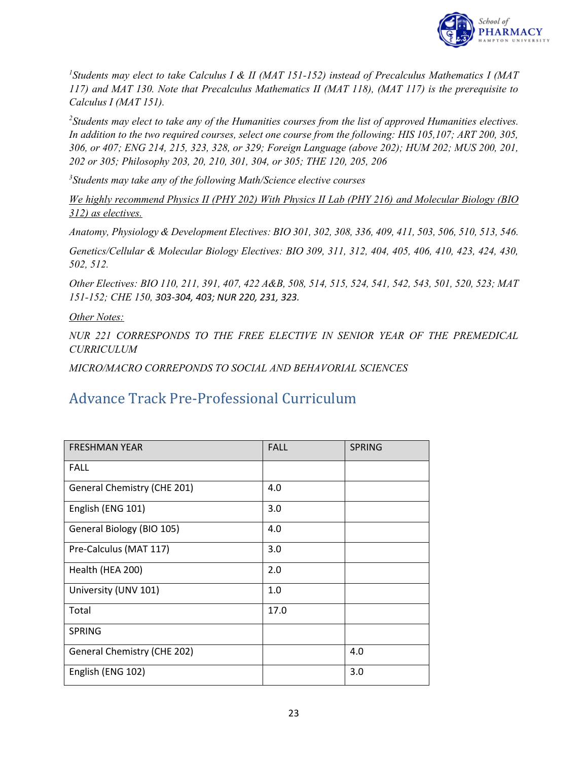*[1]Students may elect to take Calculus I & II (MAT 151-152) instead of Precalculus Mathematics I (MAT 117) and MAT 130. Note that Precalculus Mathematics II (MAT 118), (MAT 117) is the prerequisite to Calculus I (MAT 151).*

*[2]Students may elect to take any of the Humanities courses from the list of approved Humanities electives. In addition to the two required courses, select one course from the following: HIS 105,107; ART 200, 305, 306, or 407; ENG 214, 215, 323, 328, or 329; Foreign Language (above 202); HUM 202; MUS 200, 201, 202 or 305; Philosophy 203, 20, 210, 301, 304, or 305; THE 120, 205, 206*

*[3]Students may take any of the following Math/Science elective courses*

*<u>We highly recommend Physics II (PHY 202) With Physics II Lab (PHY 216) and Molecular Biology (BIO 312) as electives.</u>*

*Anatomy, Physiology & Development Electives: BIO 301, 302, 308, 336, 409, 411, 503, 506, 510, 513, 546.*

*Genetics/Cellular & Molecular Biology Electives: BIO 309, 311, 312, 404, 405, 406, 410, 423, 424, 430, 502, 512.*

*Other Electives: BIO 110, 211, 391, 407, 422 A&B, 508, 514, 515, 524, 541, 542, 543, 501, 520, 523; MAT 151-152; CHE 150, 303-304, 403; NUR 220, 231, 323.*

*<u>Other Notes:</u>*

*NUR 221 CORRESPONDS TO THE FREE ELECTIVE IN SENIOR YEAR OF THE PREMEDICAL CURRICULUM*

*MICRO/MACRO CORREPONDS TO SOCIAL AND BEHAVORIAL SCIENCES*

## Advance Track Pre-Professional Curriculum

| FRESHMAN YEAR | FALL | SPRING |
|---|---|---|
| FALL | | |
| General Chemistry (CHE 201) | 4.0 | |
| English (ENG 101) | 3.0 | |
| General Biology (BIO 105) | 4.0 | |
| Pre-Calculus (MAT 117) | 3.0 | |
| Health (HEA 200) | 2.0 | |
| University (UNV 101) | 1.0 | |
| Total | 17.0 | |
| SPRING | | |
| General Chemistry (CHE 202) | | 4.0 |
| English (ENG 102) | | 3.0 |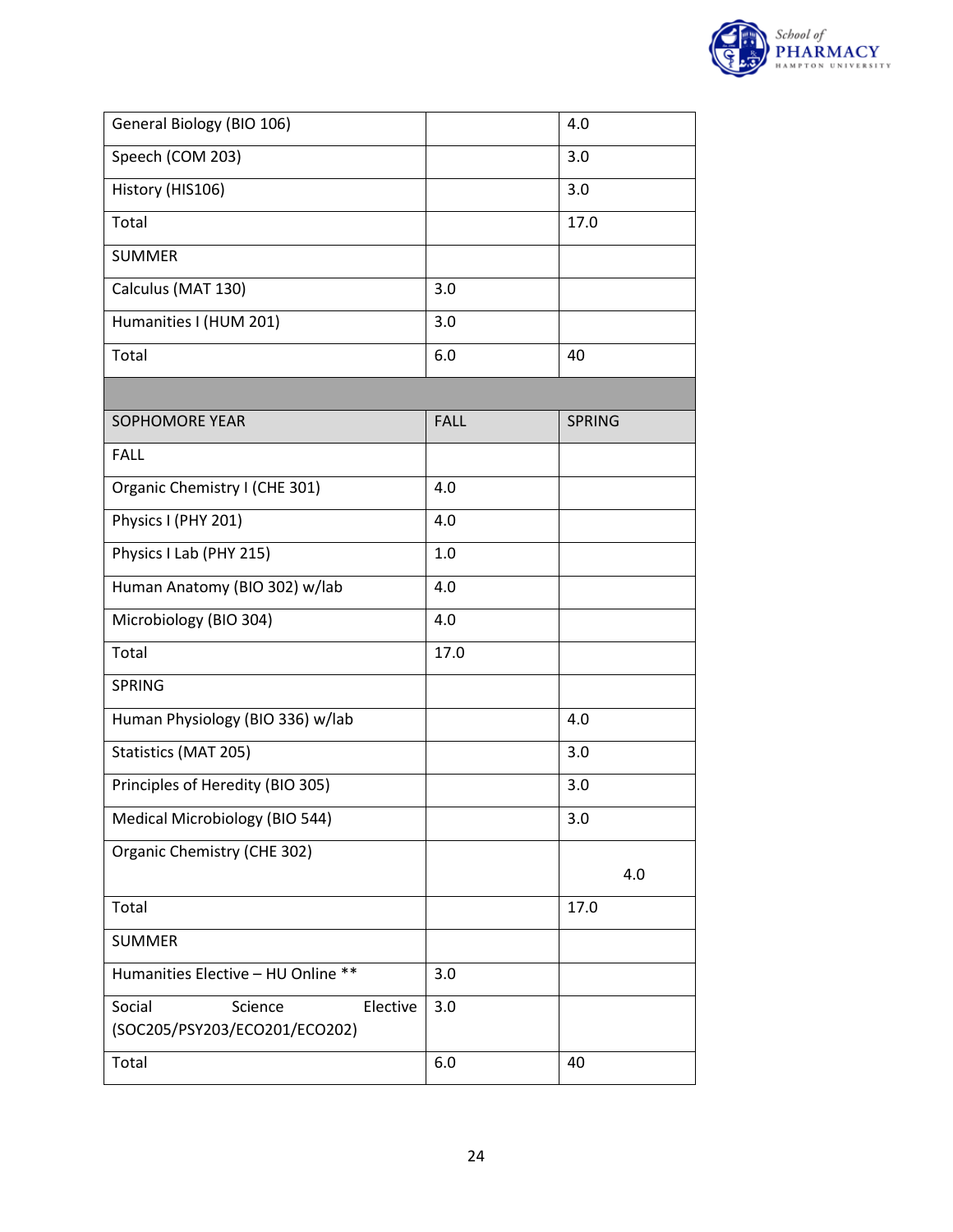| | | |
|---|---|---|
| General Biology (BIO 106) | | 4.0 |
| Speech (COM 203) | | 3.0 |
| History (HIS106) | | 3.0 |
| Total | | 17.0 |
| SUMMER | | |
| Calculus (MAT 130) | 3.0 | |
| Humanities I (HUM 201) | 3.0 | |
| Total | 6.0 | 40 |
| | | |
| SOPHOMORE YEAR | FALL | SPRING |
| FALL | | |
| Organic Chemistry I (CHE 301) | 4.0 | |
| Physics I (PHY 201) | 4.0 | |
| Physics I Lab (PHY 215) | 1.0 | |
| Human Anatomy (BIO 302) w/lab | 4.0 | |
| Microbiology (BIO 304) | 4.0 | |
| Total | 17.0 | |
| SPRING | | |
| Human Physiology (BIO 336) w/lab | | 4.0 |
| Statistics (MAT 205) | | 3.0 |
| Principles of Heredity (BIO 305) | | 3.0 |
| Medical Microbiology (BIO 544) | | 3.0 |
| Organic Chemistry (CHE 302) | | 4.0 |
| Total | | 17.0 |
| SUMMER | | |
| Humanities Elective – HU Online ** | 3.0 | |
| Social Science Elective (SOC205/PSY203/ECO201/ECO202) | 3.0 | |
| Total | 6.0 | 40 |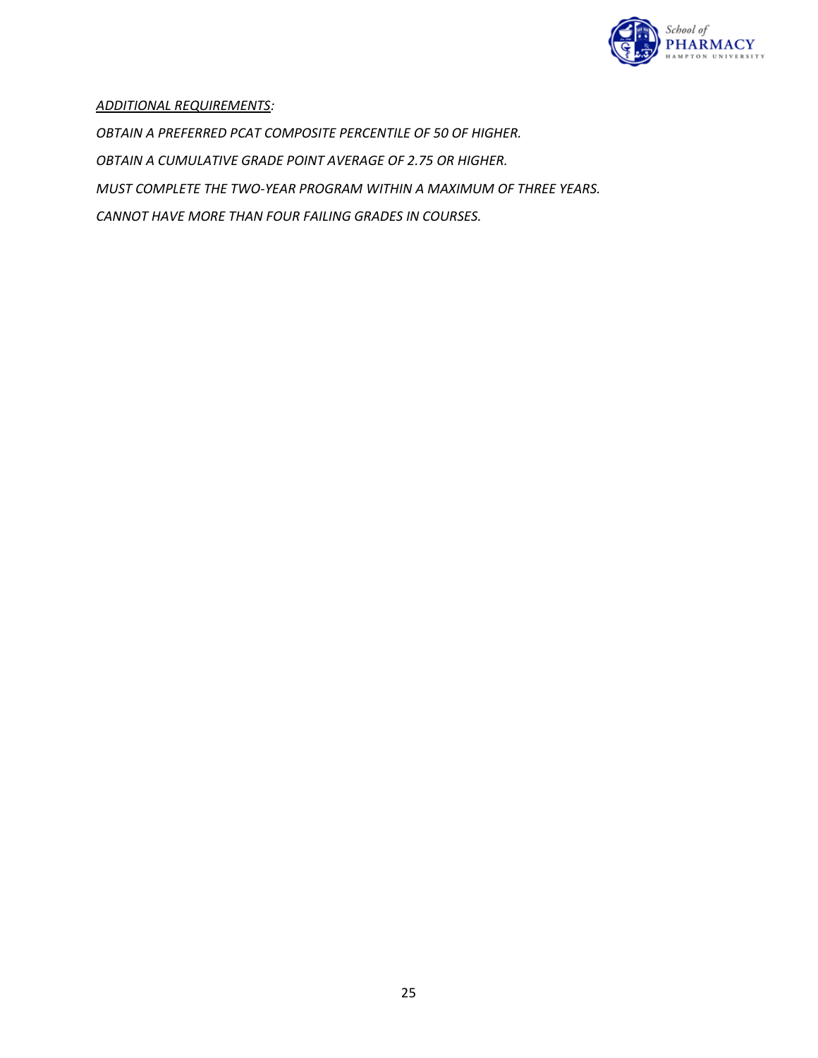*<u>ADDITIONAL REQUIREMENTS</u>:*

*OBTAIN A PREFERRED PCAT COMPOSITE PERCENTILE OF 50 OF HIGHER.*

*OBTAIN A CUMULATIVE GRADE POINT AVERAGE OF 2.75 OR HIGHER.*

*MUST COMPLETE THE TWO-YEAR PROGRAM WITHIN A MAXIMUM OF THREE YEARS.*

*CANNOT HAVE MORE THAN FOUR FAILING GRADES IN COURSES.*